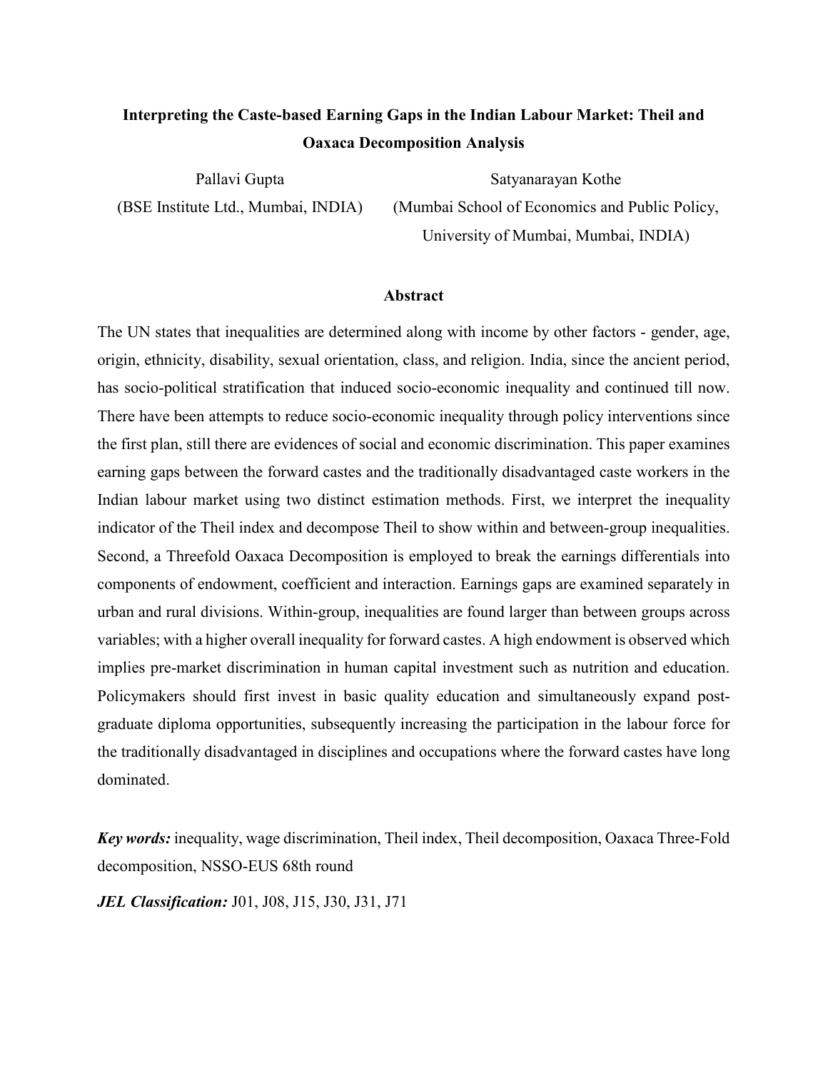# Interpreting the Caste-based Earning Gaps in the Indian Labour Market: Theil and Oaxaca Decomposition Analysis

Pallavi Gupta
(BSE Institute Ltd., Mumbai, INDIA)

Satyanarayan Kothe
(Mumbai School of Economics and Public Policy, University of Mumbai, Mumbai, INDIA)

## Abstract

The UN states that inequalities are determined along with income by other factors - gender, age, origin, ethnicity, disability, sexual orientation, class, and religion. India, since the ancient period, has socio-political stratification that induced socio-economic inequality and continued till now. There have been attempts to reduce socio-economic inequality through policy interventions since the first plan, still there are evidences of social and economic discrimination. This paper examines earning gaps between the forward castes and the traditionally disadvantaged caste workers in the Indian labour market using two distinct estimation methods. First, we interpret the inequality indicator of the Theil index and decompose Theil to show within and between-group inequalities. Second, a Threefold Oaxaca Decomposition is employed to break the earnings differentials into components of endowment, coefficient and interaction. Earnings gaps are examined separately in urban and rural divisions. Within-group, inequalities are found larger than between groups across variables; with a higher overall inequality for forward castes. A high endowment is observed which implies pre-market discrimination in human capital investment such as nutrition and education. Policymakers should first invest in basic quality education and simultaneously expand post-graduate diploma opportunities, subsequently increasing the participation in the labour force for the traditionally disadvantaged in disciplines and occupations where the forward castes have long dominated.

***Key words:*** inequality, wage discrimination, Theil index, Theil decomposition, Oaxaca Three-Fold decomposition, NSSO-EUS 68th round

***JEL Classification:*** J01, J08, J15, J30, J31, J71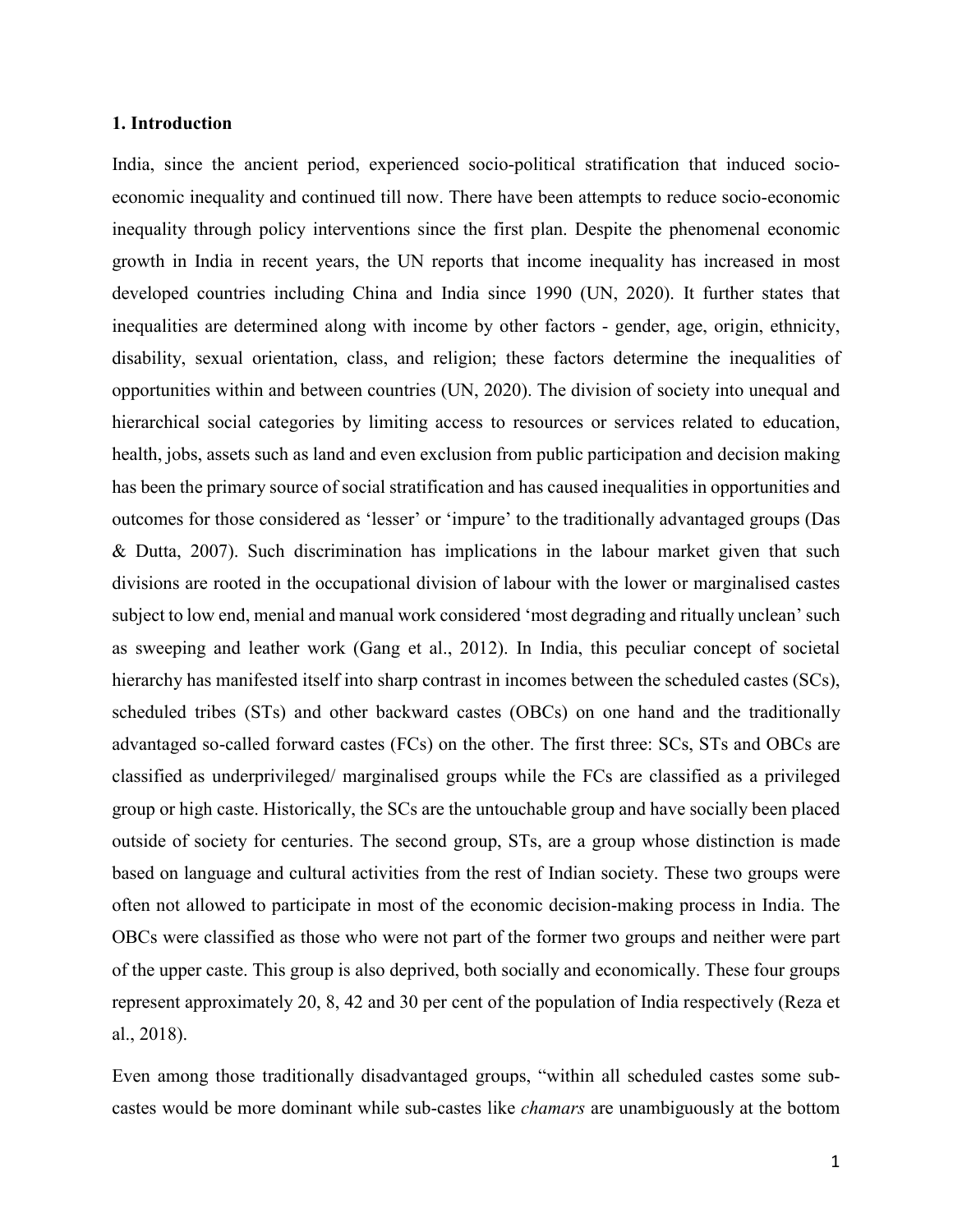## 1. Introduction

India, since the ancient period, experienced socio-political stratification that induced socio-economic inequality and continued till now. There have been attempts to reduce socio-economic inequality through policy interventions since the first plan. Despite the phenomenal economic growth in India in recent years, the UN reports that income inequality has increased in most developed countries including China and India since 1990 (UN, 2020). It further states that inequalities are determined along with income by other factors - gender, age, origin, ethnicity, disability, sexual orientation, class, and religion; these factors determine the inequalities of opportunities within and between countries (UN, 2020). The division of society into unequal and hierarchical social categories by limiting access to resources or services related to education, health, jobs, assets such as land and even exclusion from public participation and decision making has been the primary source of social stratification and has caused inequalities in opportunities and outcomes for those considered as 'lesser' or 'impure' to the traditionally advantaged groups (Das & Dutta, 2007). Such discrimination has implications in the labour market given that such divisions are rooted in the occupational division of labour with the lower or marginalised castes subject to low end, menial and manual work considered 'most degrading and ritually unclean' such as sweeping and leather work (Gang et al., 2012). In India, this peculiar concept of societal hierarchy has manifested itself into sharp contrast in incomes between the scheduled castes (SCs), scheduled tribes (STs) and other backward castes (OBCs) on one hand and the traditionally advantaged so-called forward castes (FCs) on the other. The first three: SCs, STs and OBCs are classified as underprivileged/ marginalised groups while the FCs are classified as a privileged group or high caste. Historically, the SCs are the untouchable group and have socially been placed outside of society for centuries. The second group, STs, are a group whose distinction is made based on language and cultural activities from the rest of Indian society. These two groups were often not allowed to participate in most of the economic decision-making process in India. The OBCs were classified as those who were not part of the former two groups and neither were part of the upper caste. This group is also deprived, both socially and economically. These four groups represent approximately 20, 8, 42 and 30 per cent of the population of India respectively (Reza et al., 2018).

Even among those traditionally disadvantaged groups, "within all scheduled castes some sub-castes would be more dominant while sub-castes like *chamars* are unambiguously at the bottom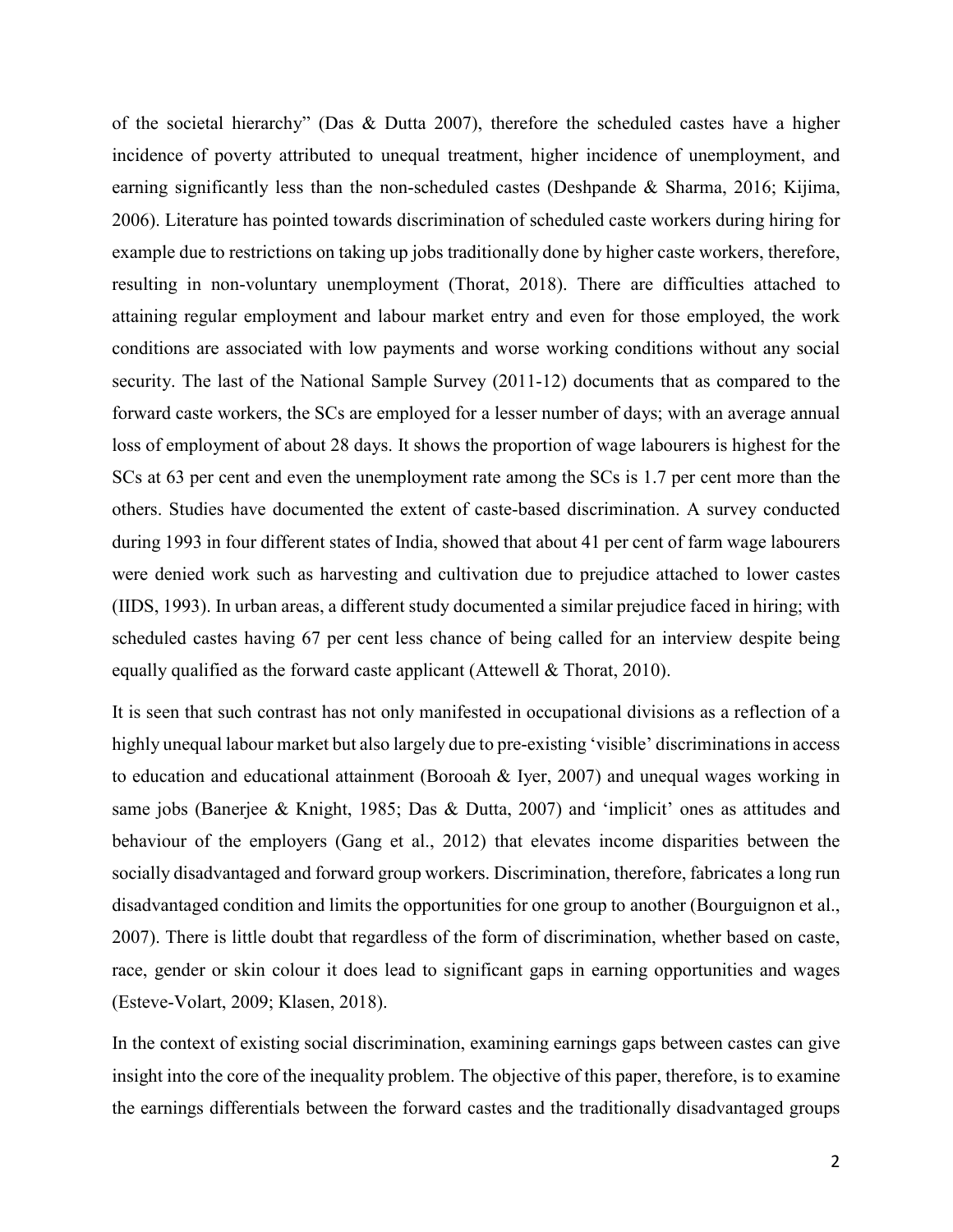of the societal hierarchy" (Das & Dutta 2007), therefore the scheduled castes have a higher incidence of poverty attributed to unequal treatment, higher incidence of unemployment, and earning significantly less than the non-scheduled castes (Deshpande & Sharma, 2016; Kijima, 2006). Literature has pointed towards discrimination of scheduled caste workers during hiring for example due to restrictions on taking up jobs traditionally done by higher caste workers, therefore, resulting in non-voluntary unemployment (Thorat, 2018). There are difficulties attached to attaining regular employment and labour market entry and even for those employed, the work conditions are associated with low payments and worse working conditions without any social security. The last of the National Sample Survey (2011-12) documents that as compared to the forward caste workers, the SCs are employed for a lesser number of days; with an average annual loss of employment of about 28 days. It shows the proportion of wage labourers is highest for the SCs at 63 per cent and even the unemployment rate among the SCs is 1.7 per cent more than the others. Studies have documented the extent of caste-based discrimination. A survey conducted during 1993 in four different states of India, showed that about 41 per cent of farm wage labourers were denied work such as harvesting and cultivation due to prejudice attached to lower castes (IIDS, 1993). In urban areas, a different study documented a similar prejudice faced in hiring; with scheduled castes having 67 per cent less chance of being called for an interview despite being equally qualified as the forward caste applicant (Attewell & Thorat, 2010).

It is seen that such contrast has not only manifested in occupational divisions as a reflection of a highly unequal labour market but also largely due to pre-existing 'visible' discriminations in access to education and educational attainment (Borooah & Iyer, 2007) and unequal wages working in same jobs (Banerjee & Knight, 1985; Das & Dutta, 2007) and 'implicit' ones as attitudes and behaviour of the employers (Gang et al., 2012) that elevates income disparities between the socially disadvantaged and forward group workers. Discrimination, therefore, fabricates a long run disadvantaged condition and limits the opportunities for one group to another (Bourguignon et al., 2007). There is little doubt that regardless of the form of discrimination, whether based on caste, race, gender or skin colour it does lead to significant gaps in earning opportunities and wages (Esteve-Volart, 2009; Klasen, 2018).

In the context of existing social discrimination, examining earnings gaps between castes can give insight into the core of the inequality problem. The objective of this paper, therefore, is to examine the earnings differentials between the forward castes and the traditionally disadvantaged groups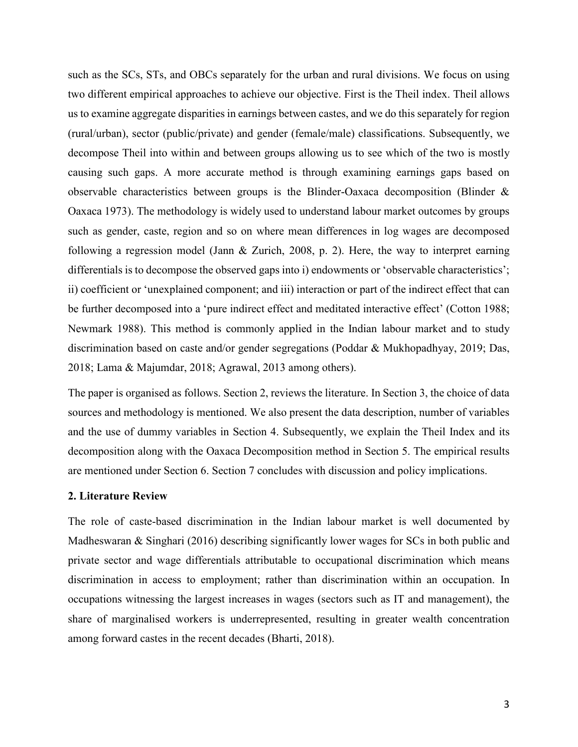such as the SCs, STs, and OBCs separately for the urban and rural divisions. We focus on using two different empirical approaches to achieve our objective. First is the Theil index. Theil allows us to examine aggregate disparities in earnings between castes, and we do this separately for region (rural/urban), sector (public/private) and gender (female/male) classifications. Subsequently, we decompose Theil into within and between groups allowing us to see which of the two is mostly causing such gaps. A more accurate method is through examining earnings gaps based on observable characteristics between groups is the Blinder-Oaxaca decomposition (Blinder & Oaxaca 1973). The methodology is widely used to understand labour market outcomes by groups such as gender, caste, region and so on where mean differences in log wages are decomposed following a regression model (Jann & Zurich, 2008, p. 2). Here, the way to interpret earning differentials is to decompose the observed gaps into i) endowments or 'observable characteristics'; ii) coefficient or 'unexplained component; and iii) interaction or part of the indirect effect that can be further decomposed into a 'pure indirect effect and meditated interactive effect' (Cotton 1988; Newmark 1988). This method is commonly applied in the Indian labour market and to study discrimination based on caste and/or gender segregations (Poddar & Mukhopadhyay, 2019; Das, 2018; Lama & Majumdar, 2018; Agrawal, 2013 among others).

The paper is organised as follows. Section 2, reviews the literature. In Section 3, the choice of data sources and methodology is mentioned. We also present the data description, number of variables and the use of dummy variables in Section 4. Subsequently, we explain the Theil Index and its decomposition along with the Oaxaca Decomposition method in Section 5. The empirical results are mentioned under Section 6. Section 7 concludes with discussion and policy implications.

## 2. Literature Review

The role of caste-based discrimination in the Indian labour market is well documented by Madheswaran & Singhari (2016) describing significantly lower wages for SCs in both public and private sector and wage differentials attributable to occupational discrimination which means discrimination in access to employment; rather than discrimination within an occupation. In occupations witnessing the largest increases in wages (sectors such as IT and management), the share of marginalised workers is underrepresented, resulting in greater wealth concentration among forward castes in the recent decades (Bharti, 2018).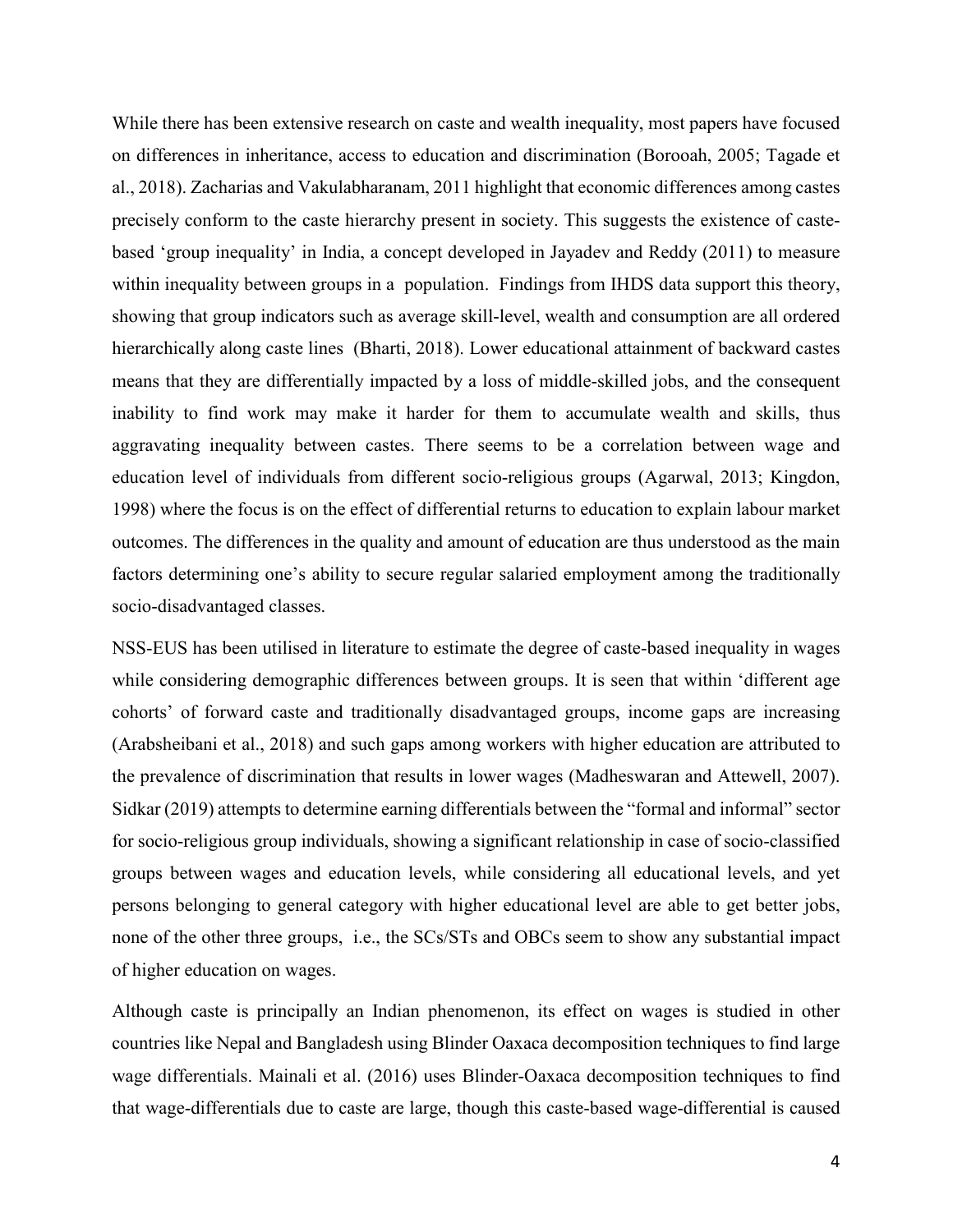While there has been extensive research on caste and wealth inequality, most papers have focused on differences in inheritance, access to education and discrimination (Borooah, 2005; Tagade et al., 2018). Zacharias and Vakulabharanam, 2011 highlight that economic differences among castes precisely conform to the caste hierarchy present in society. This suggests the existence of caste-based 'group inequality' in India, a concept developed in Jayadev and Reddy (2011) to measure within inequality between groups in a population. Findings from IHDS data support this theory, showing that group indicators such as average skill-level, wealth and consumption are all ordered hierarchically along caste lines (Bharti, 2018). Lower educational attainment of backward castes means that they are differentially impacted by a loss of middle-skilled jobs, and the consequent inability to find work may make it harder for them to accumulate wealth and skills, thus aggravating inequality between castes. There seems to be a correlation between wage and education level of individuals from different socio-religious groups (Agarwal, 2013; Kingdon, 1998) where the focus is on the effect of differential returns to education to explain labour market outcomes. The differences in the quality and amount of education are thus understood as the main factors determining one's ability to secure regular salaried employment among the traditionally socio-disadvantaged classes.

NSS-EUS has been utilised in literature to estimate the degree of caste-based inequality in wages while considering demographic differences between groups. It is seen that within 'different age cohorts' of forward caste and traditionally disadvantaged groups, income gaps are increasing (Arabsheibani et al., 2018) and such gaps among workers with higher education are attributed to the prevalence of discrimination that results in lower wages (Madheswaran and Attewell, 2007). Sidkar (2019) attempts to determine earning differentials between the "formal and informal" sector for socio-religious group individuals, showing a significant relationship in case of socio-classified groups between wages and education levels, while considering all educational levels, and yet persons belonging to general category with higher educational level are able to get better jobs, none of the other three groups, i.e., the SCs/STs and OBCs seem to show any substantial impact of higher education on wages.

Although caste is principally an Indian phenomenon, its effect on wages is studied in other countries like Nepal and Bangladesh using Blinder Oaxaca decomposition techniques to find large wage differentials. Mainali et al. (2016) uses Blinder-Oaxaca decomposition techniques to find that wage-differentials due to caste are large, though this caste-based wage-differential is caused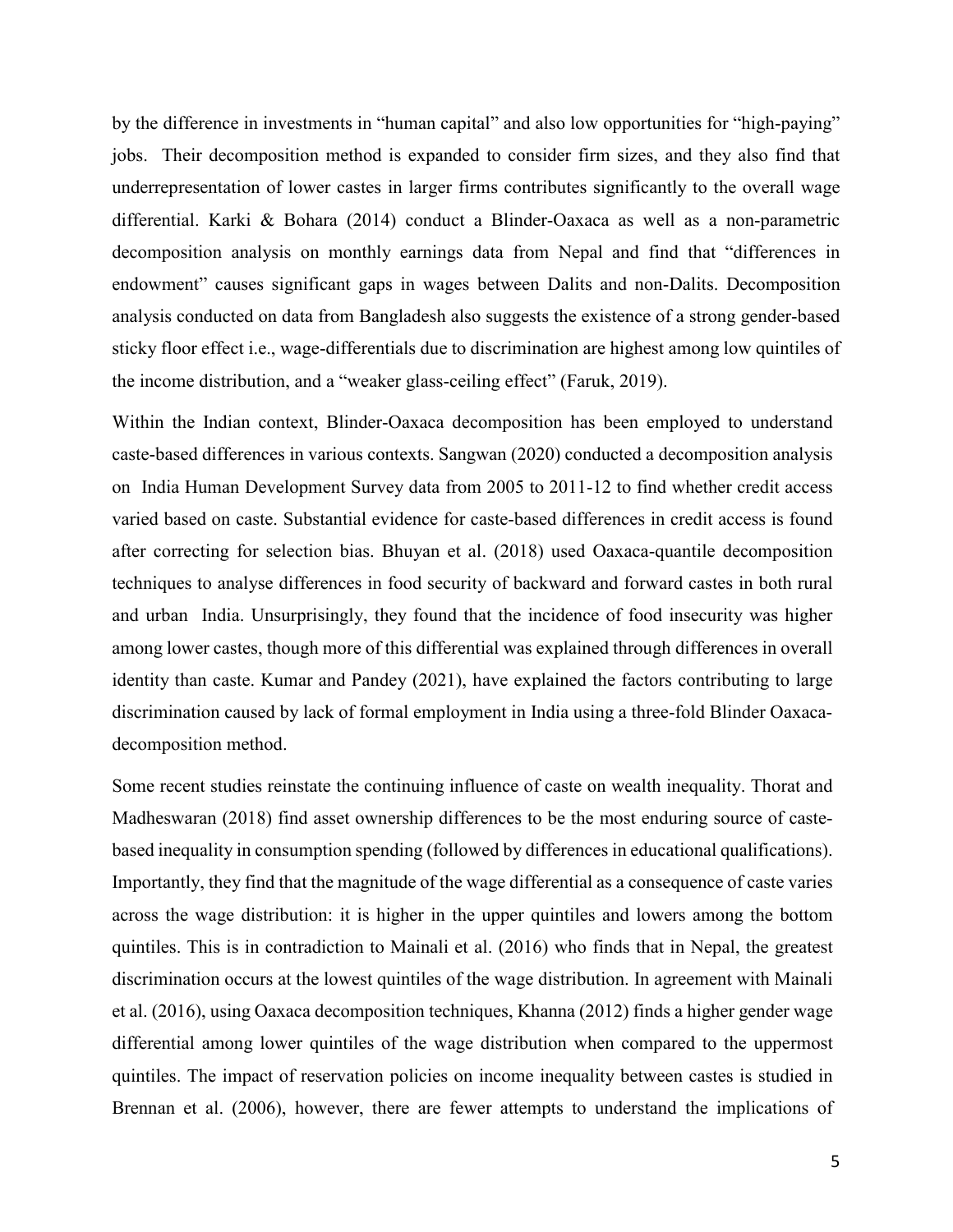by the difference in investments in "human capital" and also low opportunities for "high-paying" jobs. Their decomposition method is expanded to consider firm sizes, and they also find that underrepresentation of lower castes in larger firms contributes significantly to the overall wage differential. Karki & Bohara (2014) conduct a Blinder-Oaxaca as well as a non-parametric decomposition analysis on monthly earnings data from Nepal and find that "differences in endowment" causes significant gaps in wages between Dalits and non-Dalits. Decomposition analysis conducted on data from Bangladesh also suggests the existence of a strong gender-based sticky floor effect i.e., wage-differentials due to discrimination are highest among low quintiles of the income distribution, and a "weaker glass-ceiling effect" (Faruk, 2019).

Within the Indian context, Blinder-Oaxaca decomposition has been employed to understand caste-based differences in various contexts. Sangwan (2020) conducted a decomposition analysis on India Human Development Survey data from 2005 to 2011-12 to find whether credit access varied based on caste. Substantial evidence for caste-based differences in credit access is found after correcting for selection bias. Bhuyan et al. (2018) used Oaxaca-quantile decomposition techniques to analyse differences in food security of backward and forward castes in both rural and urban India. Unsurprisingly, they found that the incidence of food insecurity was higher among lower castes, though more of this differential was explained through differences in overall identity than caste. Kumar and Pandey (2021), have explained the factors contributing to large discrimination caused by lack of formal employment in India using a three-fold Blinder Oaxaca-decomposition method.

Some recent studies reinstate the continuing influence of caste on wealth inequality. Thorat and Madheswaran (2018) find asset ownership differences to be the most enduring source of caste-based inequality in consumption spending (followed by differences in educational qualifications). Importantly, they find that the magnitude of the wage differential as a consequence of caste varies across the wage distribution: it is higher in the upper quintiles and lowers among the bottom quintiles. This is in contradiction to Mainali et al. (2016) who finds that in Nepal, the greatest discrimination occurs at the lowest quintiles of the wage distribution. In agreement with Mainali et al. (2016), using Oaxaca decomposition techniques, Khanna (2012) finds a higher gender wage differential among lower quintiles of the wage distribution when compared to the uppermost quintiles. The impact of reservation policies on income inequality between castes is studied in Brennan et al. (2006), however, there are fewer attempts to understand the implications of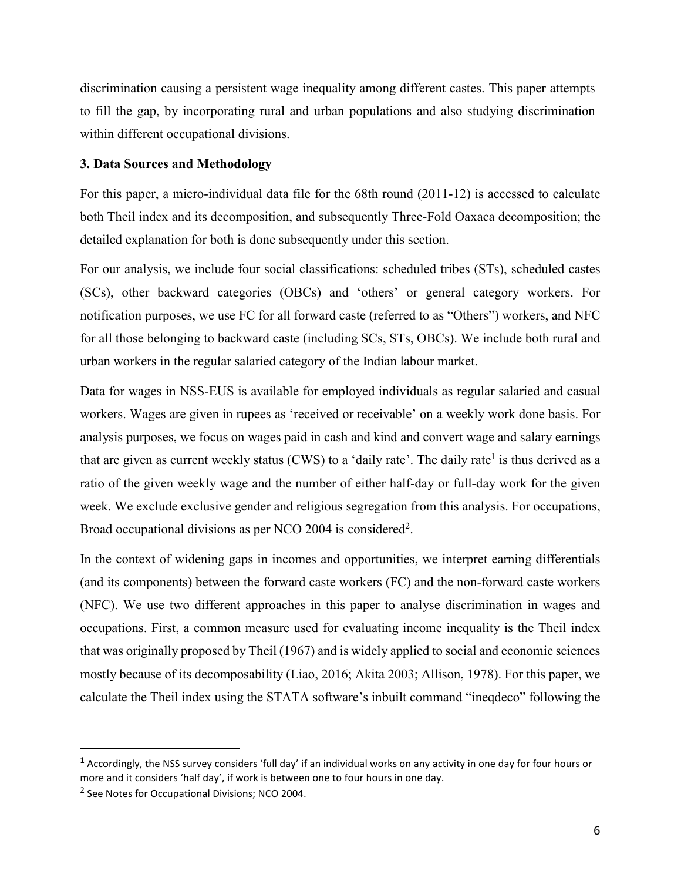discrimination causing a persistent wage inequality among different castes. This paper attempts to fill the gap, by incorporating rural and urban populations and also studying discrimination within different occupational divisions.

### 3. Data Sources and Methodology

For this paper, a micro-individual data file for the 68th round (2011-12) is accessed to calculate both Theil index and its decomposition, and subsequently Three-Fold Oaxaca decomposition; the detailed explanation for both is done subsequently under this section.

For our analysis, we include four social classifications: scheduled tribes (STs), scheduled castes (SCs), other backward categories (OBCs) and 'others' or general category workers. For notification purposes, we use FC for all forward caste (referred to as "Others") workers, and NFC for all those belonging to backward caste (including SCs, STs, OBCs). We include both rural and urban workers in the regular salaried category of the Indian labour market.

Data for wages in NSS-EUS is available for employed individuals as regular salaried and casual workers. Wages are given in rupees as 'received or receivable' on a weekly work done basis. For analysis purposes, we focus on wages paid in cash and kind and convert wage and salary earnings that are given as current weekly status (CWS) to a 'daily rate'. The daily rate[1] is thus derived as a ratio of the given weekly wage and the number of either half-day or full-day work for the given week. We exclude exclusive gender and religious segregation from this analysis. For occupations, Broad occupational divisions as per NCO 2004 is considered[2].

In the context of widening gaps in incomes and opportunities, we interpret earning differentials (and its components) between the forward caste workers (FC) and the non-forward caste workers (NFC). We use two different approaches in this paper to analyse discrimination in wages and occupations. First, a common measure used for evaluating income inequality is the Theil index that was originally proposed by Theil (1967) and is widely applied to social and economic sciences mostly because of its decomposability (Liao, 2016; Akita 2003; Allison, 1978). For this paper, we calculate the Theil index using the STATA software's inbuilt command "ineqdeco" following the

---

[1] Accordingly, the NSS survey considers 'full day' if an individual works on any activity in one day for four hours or more and it considers 'half day', if work is between one to four hours in one day.

[2] See Notes for Occupational Divisions; NCO 2004.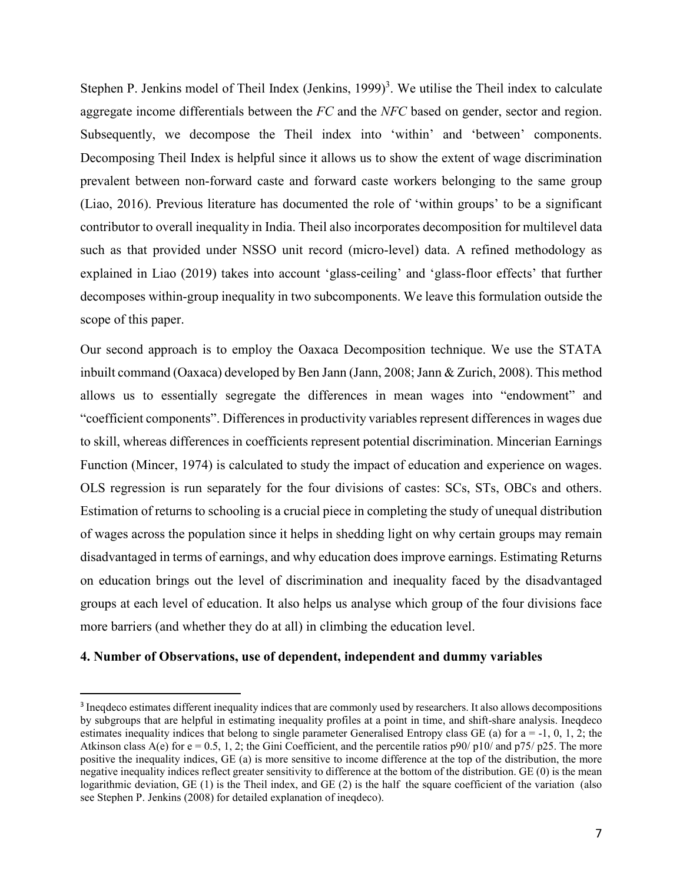Stephen P. Jenkins model of Theil Index (Jenkins, 1999)[3]. We utilise the Theil index to calculate aggregate income differentials between the *FC* and the *NFC* based on gender, sector and region. Subsequently, we decompose the Theil index into 'within' and 'between' components. Decomposing Theil Index is helpful since it allows us to show the extent of wage discrimination prevalent between non-forward caste and forward caste workers belonging to the same group (Liao, 2016). Previous literature has documented the role of 'within groups' to be a significant contributor to overall inequality in India. Theil also incorporates decomposition for multilevel data such as that provided under NSSO unit record (micro-level) data. A refined methodology as explained in Liao (2019) takes into account 'glass-ceiling' and 'glass-floor effects' that further decomposes within-group inequality in two subcomponents. We leave this formulation outside the scope of this paper.

Our second approach is to employ the Oaxaca Decomposition technique. We use the STATA inbuilt command (Oaxaca) developed by Ben Jann (Jann, 2008; Jann & Zurich, 2008). This method allows us to essentially segregate the differences in mean wages into "endowment" and "coefficient components". Differences in productivity variables represent differences in wages due to skill, whereas differences in coefficients represent potential discrimination. Mincerian Earnings Function (Mincer, 1974) is calculated to study the impact of education and experience on wages. OLS regression is run separately for the four divisions of castes: SCs, STs, OBCs and others. Estimation of returns to schooling is a crucial piece in completing the study of unequal distribution of wages across the population since it helps in shedding light on why certain groups may remain disadvantaged in terms of earnings, and why education does improve earnings. Estimating Returns on education brings out the level of discrimination and inequality faced by the disadvantaged groups at each level of education. It also helps us analyse which group of the four divisions face more barriers (and whether they do at all) in climbing the education level.

**4. Number of Observations, use of dependent, independent and dummy variables**

[3] Ineqdeco estimates different inequality indices that are commonly used by researchers. It also allows decompositions by subgroups that are helpful in estimating inequality profiles at a point in time, and shift-share analysis. Ineqdeco estimates inequality indices that belong to single parameter Generalised Entropy class GE (a) for a = -1, 0, 1, 2; the Atkinson class A(e) for e = 0.5, 1, 2; the Gini Coefficient, and the percentile ratios p90/ p10/ and p75/ p25. The more positive the inequality indices, GE (a) is more sensitive to income difference at the top of the distribution, the more negative inequality indices reflect greater sensitivity to difference at the bottom of the distribution. GE (0) is the mean logarithmic deviation, GE (1) is the Theil index, and GE (2) is the half the square coefficient of the variation (also see Stephen P. Jenkins (2008) for detailed explanation of ineqdeco).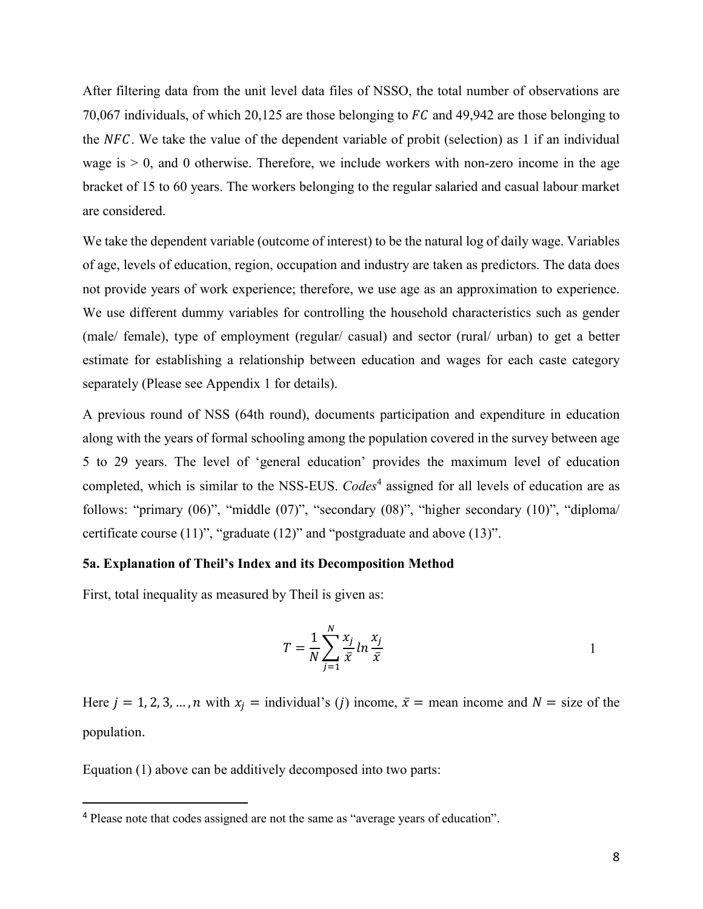After filtering data from the unit level data files of NSSO, the total number of observations are 70,067 individuals, of which 20,125 are those belonging to $FC$ and 49,942 are those belonging to the $NFC$. We take the value of the dependent variable of probit (selection) as 1 if an individual wage is > 0, and 0 otherwise. Therefore, we include workers with non-zero income in the age bracket of 15 to 60 years. The workers belonging to the regular salaried and casual labour market are considered.

We take the dependent variable (outcome of interest) to be the natural log of daily wage. Variables of age, levels of education, region, occupation and industry are taken as predictors. The data does not provide years of work experience; therefore, we use age as an approximation to experience. We use different dummy variables for controlling the household characteristics such as gender (male/ female), type of employment (regular/ casual) and sector (rural/ urban) to get a better estimate for establishing a relationship between education and wages for each caste category separately (Please see Appendix 1 for details).

A previous round of NSS (64th round), documents participation and expenditure in education along with the years of formal schooling among the population covered in the survey between age 5 to 29 years. The level of 'general education' provides the maximum level of education completed, which is similar to the NSS-EUS. *Codes*[4] assigned for all levels of education are as follows: "primary (06)", "middle (07)", "secondary (08)", "higher secondary (10)", "diploma/ certificate course (11)", "graduate (12)" and "postgraduate and above (13)".

### 5a. Explanation of Theil's Index and its Decomposition Method

First, total inequality as measured by Theil is given as:

$$T = \frac{1}{N}\sum_{j=1}^{N} \frac{x_j}{\bar{x}} \ln \frac{x_j}{\bar{x}} \qquad 1$$

Here $j = 1, 2, 3, \ldots, n$ with $x_j$ = individual's ($j$) income, $\bar{x}$ = mean income and $N$ = size of the population.

Equation (1) above can be additively decomposed into two parts:

[4] Please note that codes assigned are not the same as "average years of education".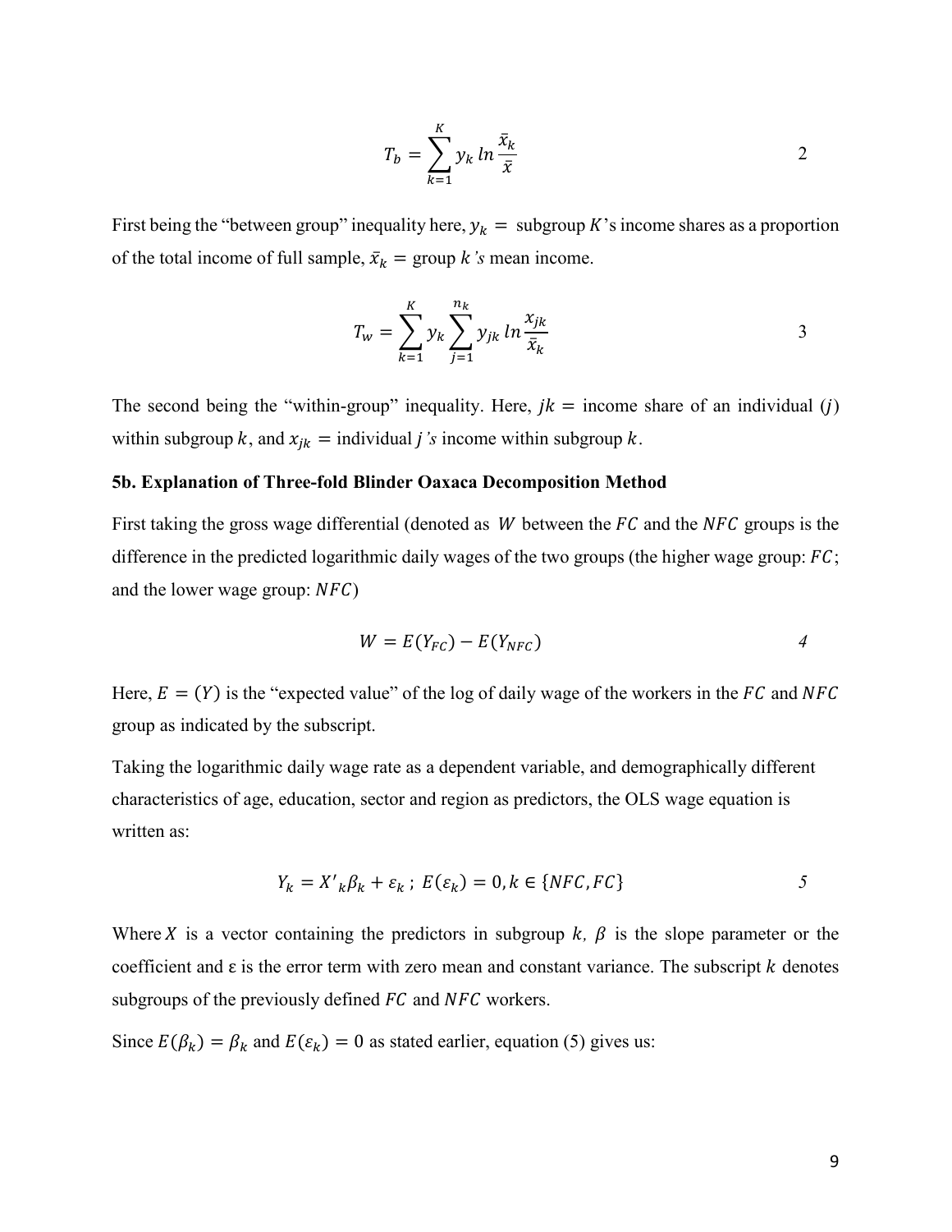$$T_b = \sum_{k=1}^{K} y_k \, ln \frac{\bar{x}_k}{\bar{x}} \qquad 2$$

First being the "between group" inequality here, $y_k =$ subgroup $K$'s income shares as a proportion of the total income of full sample, $\bar{x}_k =$ group $k$'s mean income.

$$T_w = \sum_{k=1}^{K} y_k \sum_{j=1}^{n_k} y_{jk} \, ln \frac{x_{jk}}{\bar{x}_k} \qquad 3$$

The second being the "within-group" inequality. Here, $jk =$ income share of an individual ($j$) within subgroup $k$, and $x_{jk} =$ individual $j$'s income within subgroup $k$.

**5b. Explanation of Three-fold Blinder Oaxaca Decomposition Method**

First taking the gross wage differential (denoted as $W$ between the $FC$ and the $NFC$ groups is the difference in the predicted logarithmic daily wages of the two groups (the higher wage group: $FC$; and the lower wage group: $NFC$)

$$W = E(Y_{FC}) - E(Y_{NFC}) \qquad 4$$

Here, $E = (Y)$ is the "expected value" of the log of daily wage of the workers in the $FC$ and $NFC$ group as indicated by the subscript.

Taking the logarithmic daily wage rate as a dependent variable, and demographically different characteristics of age, education, sector and region as predictors, the OLS wage equation is written as:

$$Y_k = X'_k \beta_k + \varepsilon_k \, ; \; E(\varepsilon_k) = 0, k \in \{NFC, FC\} \qquad 5$$

Where $X$ is a vector containing the predictors in subgroup $k$, $\beta$ is the slope parameter or the coefficient and ε is the error term with zero mean and constant variance. The subscript $k$ denotes subgroups of the previously defined $FC$ and $NFC$ workers.

Since $E(\beta_k) = \beta_k$ and $E(\varepsilon_k) = 0$ as stated earlier, equation (5) gives us: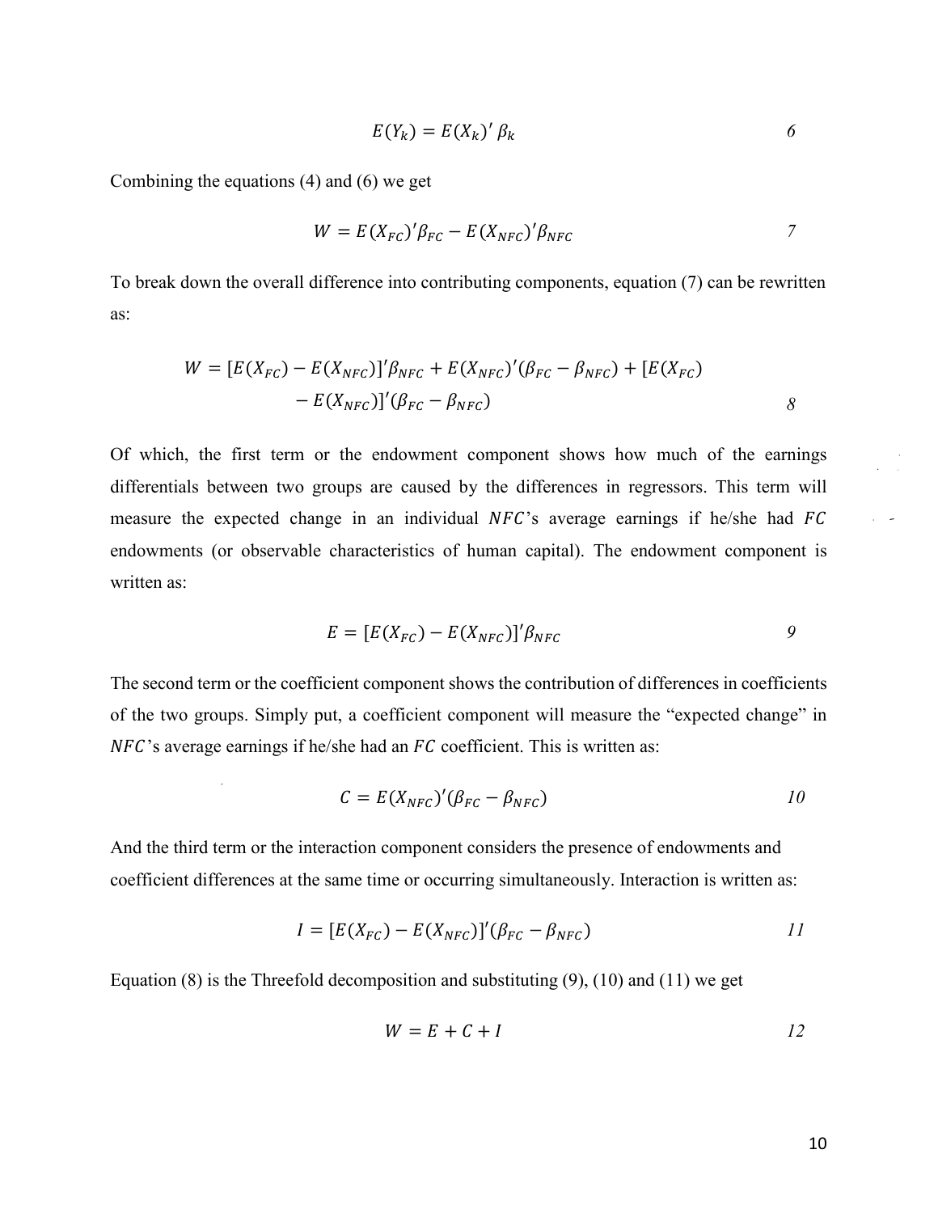$$E(Y_k) = E(X_k)'\,\beta_k \tag{6}$$

Combining the equations (4) and (6) we get

$$W = E(X_{FC})'\beta_{FC} - E(X_{NFC})'\beta_{NFC} \tag{7}$$

To break down the overall difference into contributing components, equation (7) can be rewritten as:

$$W = [E(X_{FC}) - E(X_{NFC})]'\beta_{NFC} + E(X_{NFC})'(\beta_{FC} - \beta_{NFC}) + [E(X_{FC}) - E(X_{NFC})]'(\beta_{FC} - \beta_{NFC}) \tag{8}$$

Of which, the first term or the endowment component shows how much of the earnings differentials between two groups are caused by the differences in regressors. This term will measure the expected change in an individual $NFC$'s average earnings if he/she had $FC$ endowments (or observable characteristics of human capital). The endowment component is written as:

$$E = [E(X_{FC}) - E(X_{NFC})]'\beta_{NFC} \tag{9}$$

The second term or the coefficient component shows the contribution of differences in coefficients of the two groups. Simply put, a coefficient component will measure the "expected change" in $NFC$'s average earnings if he/she had an $FC$ coefficient. This is written as:

$$C = E(X_{NFC})'(\beta_{FC} - \beta_{NFC}) \tag{10}$$

And the third term or the interaction component considers the presence of endowments and coefficient differences at the same time or occurring simultaneously. Interaction is written as:

$$I = [E(X_{FC}) - E(X_{NFC})]'(\beta_{FC} - \beta_{NFC}) \tag{11}$$

Equation (8) is the Threefold decomposition and substituting (9), (10) and (11) we get

$$W = E + C + I \tag{12}$$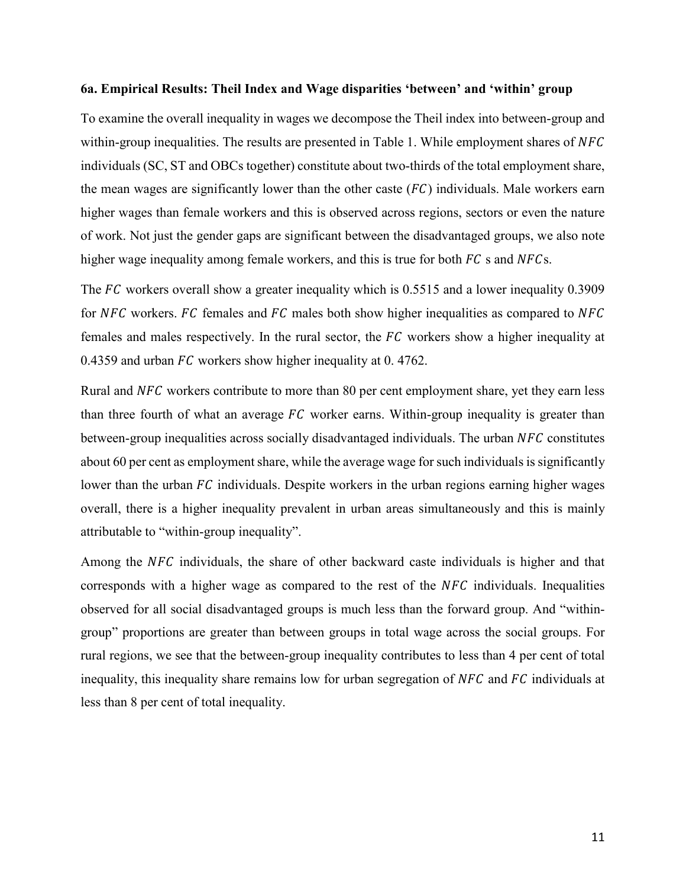**6a. Empirical Results: Theil Index and Wage disparities 'between' and 'within' group**

To examine the overall inequality in wages we decompose the Theil index into between-group and within-group inequalities. The results are presented in Table 1. While employment shares of $NFC$ individuals (SC, ST and OBCs together) constitute about two-thirds of the total employment share, the mean wages are significantly lower than the other caste ($FC$) individuals. Male workers earn higher wages than female workers and this is observed across regions, sectors or even the nature of work. Not just the gender gaps are significant between the disadvantaged groups, we also note higher wage inequality among female workers, and this is true for both $FC$ s and $NFC$s.

The $FC$ workers overall show a greater inequality which is 0.5515 and a lower inequality 0.3909 for $NFC$ workers. $FC$ females and $FC$ males both show higher inequalities as compared to $NFC$ females and males respectively. In the rural sector, the $FC$ workers show a higher inequality at 0.4359 and urban $FC$ workers show higher inequality at 0. 4762.

Rural and $NFC$ workers contribute to more than 80 per cent employment share, yet they earn less than three fourth of what an average $FC$ worker earns. Within-group inequality is greater than between-group inequalities across socially disadvantaged individuals. The urban $NFC$ constitutes about 60 per cent as employment share, while the average wage for such individuals is significantly lower than the urban $FC$ individuals. Despite workers in the urban regions earning higher wages overall, there is a higher inequality prevalent in urban areas simultaneously and this is mainly attributable to "within-group inequality".

Among the $NFC$ individuals, the share of other backward caste individuals is higher and that corresponds with a higher wage as compared to the rest of the $NFC$ individuals. Inequalities observed for all social disadvantaged groups is much less than the forward group. And "within-group" proportions are greater than between groups in total wage across the social groups. For rural regions, we see that the between-group inequality contributes to less than 4 per cent of total inequality, this inequality share remains low for urban segregation of $NFC$ and $FC$ individuals at less than 8 per cent of total inequality.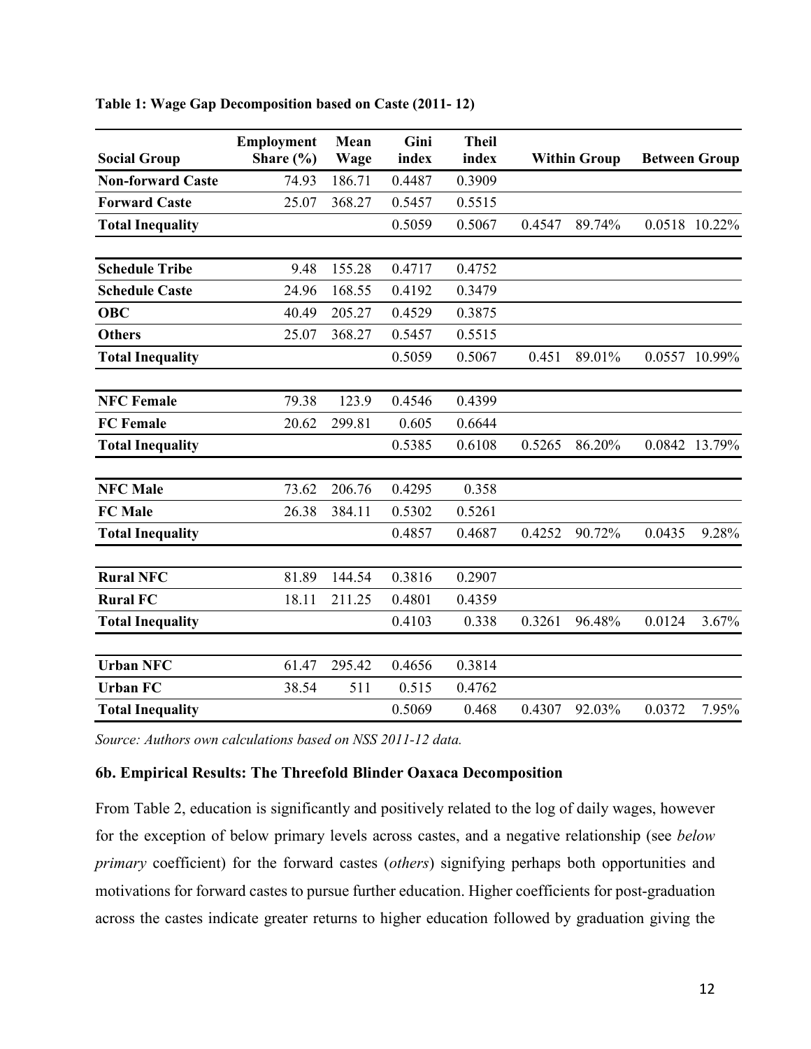**Table 1: Wage Gap Decomposition based on Caste (2011- 12)**

| Social Group | Employment Share (%) | Mean Wage | Gini index | Theil index | Within Group | | Between Group | |
|---|---|---|---|---|---|---|---|---|
| **Non-forward Caste** | 74.93 | 186.71 | 0.4487 | 0.3909 | | | | |
| **Forward Caste** | 25.07 | 368.27 | 0.5457 | 0.5515 | | | | |
| **Total Inequality** | | | 0.5059 | 0.5067 | 0.4547 | 89.74% | 0.0518 | 10.22% |
| **Schedule Tribe** | 9.48 | 155.28 | 0.4717 | 0.4752 | | | | |
| **Schedule Caste** | 24.96 | 168.55 | 0.4192 | 0.3479 | | | | |
| **OBC** | 40.49 | 205.27 | 0.4529 | 0.3875 | | | | |
| **Others** | 25.07 | 368.27 | 0.5457 | 0.5515 | | | | |
| **Total Inequality** | | | 0.5059 | 0.5067 | 0.451 | 89.01% | 0.0557 | 10.99% |
| **NFC Female** | 79.38 | 123.9 | 0.4546 | 0.4399 | | | | |
| **FC Female** | 20.62 | 299.81 | 0.605 | 0.6644 | | | | |
| **Total Inequality** | | | 0.5385 | 0.6108 | 0.5265 | 86.20% | 0.0842 | 13.79% |
| **NFC Male** | 73.62 | 206.76 | 0.4295 | 0.358 | | | | |
| **FC Male** | 26.38 | 384.11 | 0.5302 | 0.5261 | | | | |
| **Total Inequality** | | | 0.4857 | 0.4687 | 0.4252 | 90.72% | 0.0435 | 9.28% |
| **Rural NFC** | 81.89 | 144.54 | 0.3816 | 0.2907 | | | | |
| **Rural FC** | 18.11 | 211.25 | 0.4801 | 0.4359 | | | | |
| **Total Inequality** | | | 0.4103 | 0.338 | 0.3261 | 96.48% | 0.0124 | 3.67% |
| **Urban NFC** | 61.47 | 295.42 | 0.4656 | 0.3814 | | | | |
| **Urban FC** | 38.54 | 511 | 0.515 | 0.4762 | | | | |
| **Total Inequality** | | | 0.5069 | 0.468 | 0.4307 | 92.03% | 0.0372 | 7.95% |

*Source: Authors own calculations based on NSS 2011-12 data.*

### 6b. Empirical Results: The Threefold Blinder Oaxaca Decomposition

From Table 2, education is significantly and positively related to the log of daily wages, however for the exception of below primary levels across castes, and a negative relationship (see *below primary* coefficient) for the forward castes (*others*) signifying perhaps both opportunities and motivations for forward castes to pursue further education. Higher coefficients for post-graduation across the castes indicate greater returns to higher education followed by graduation giving the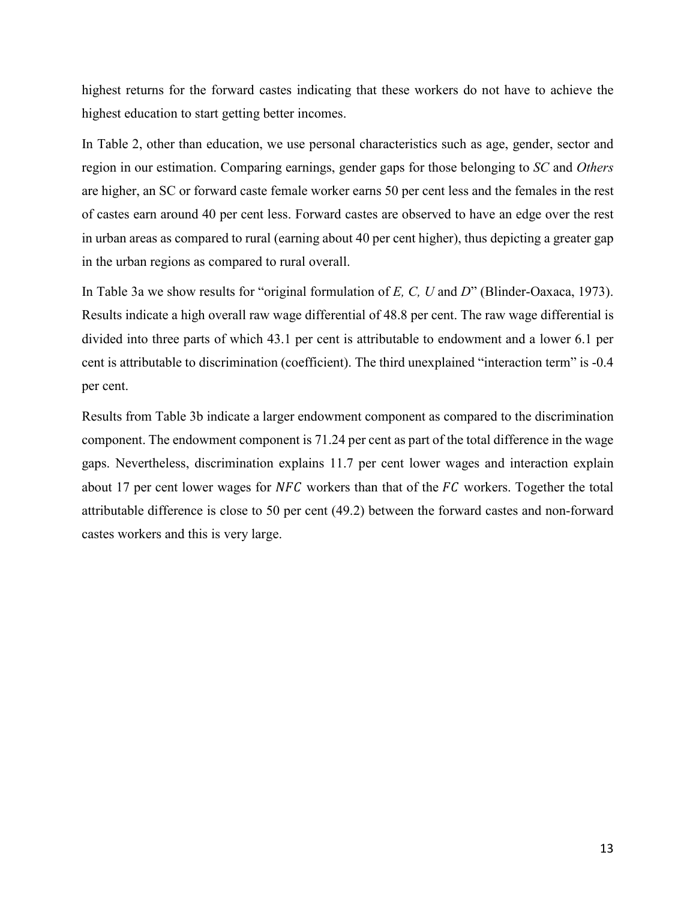highest returns for the forward castes indicating that these workers do not have to achieve the highest education to start getting better incomes.

In Table 2, other than education, we use personal characteristics such as age, gender, sector and region in our estimation. Comparing earnings, gender gaps for those belonging to *SC* and *Others* are higher, an SC or forward caste female worker earns 50 per cent less and the females in the rest of castes earn around 40 per cent less. Forward castes are observed to have an edge over the rest in urban areas as compared to rural (earning about 40 per cent higher), thus depicting a greater gap in the urban regions as compared to rural overall.

In Table 3a we show results for "original formulation of *E, C, U* and *D*" (Blinder-Oaxaca, 1973). Results indicate a high overall raw wage differential of 48.8 per cent. The raw wage differential is divided into three parts of which 43.1 per cent is attributable to endowment and a lower 6.1 per cent is attributable to discrimination (coefficient). The third unexplained "interaction term" is -0.4 per cent.

Results from Table 3b indicate a larger endowment component as compared to the discrimination component. The endowment component is 71.24 per cent as part of the total difference in the wage gaps. Nevertheless, discrimination explains 11.7 per cent lower wages and interaction explain about 17 per cent lower wages for $NFC$ workers than that of the $FC$ workers. Together the total attributable difference is close to 50 per cent (49.2) between the forward castes and non-forward castes workers and this is very large.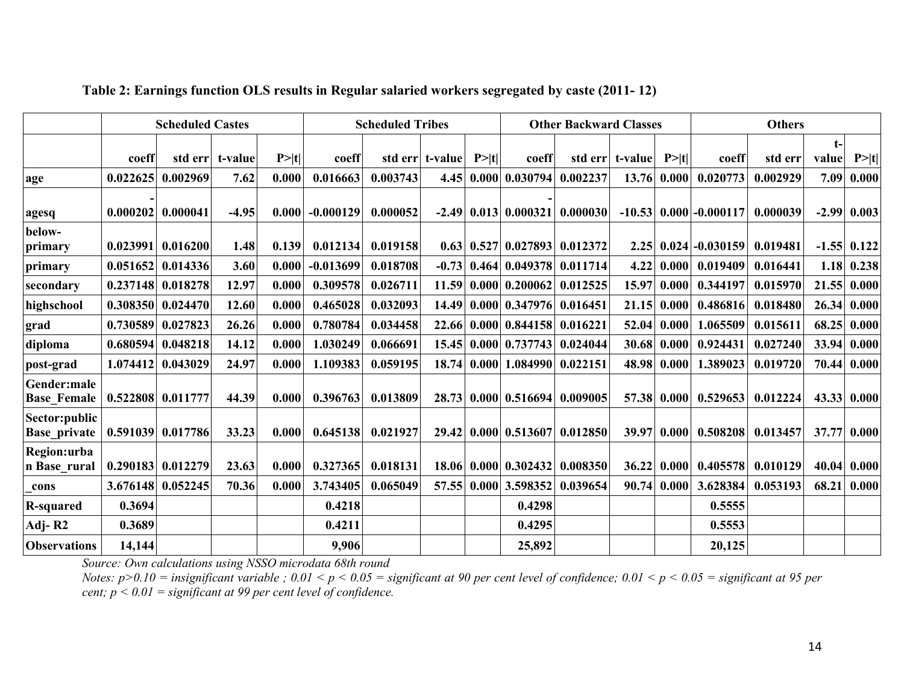**Table 2: Earnings function OLS results in Regular salaried workers segregated by caste (2011- 12)**

| | Scheduled Castes | | | | Scheduled Tribes | | | | Other Backward Classes | | | | Others | | | |
|---|---|---|---|---|---|---|---|---|---|---|---|---|---|---|---|---|
| | coeff | std err | t-value | P>\|t\| | coeff | std err | t-value | P>\|t\| | coeff | std err | t-value | P>\|t\| | coeff | std err | t-value | P>\|t\| |
| age | 0.022625 | 0.002969 | 7.62 | 0.000 | 0.016663 | 0.003743 | 4.45 | 0.000 | 0.030794 | 0.002237 | 13.76 | 0.000 | 0.020773 | 0.002929 | 7.09 | 0.000 |
| agesq | -0.000202 | 0.000041 | -4.95 | 0.000 | -0.000129 | 0.000052 | -2.49 | 0.013 | -0.000321 | 0.000030 | -10.53 | 0.000 | -0.000117 | 0.000039 | -2.99 | 0.003 |
| below-primary | 0.023991 | 0.016200 | 1.48 | 0.139 | 0.012134 | 0.019158 | 0.63 | 0.527 | 0.027893 | 0.012372 | 2.25 | 0.024 | -0.030159 | 0.019481 | -1.55 | 0.122 |
| primary | 0.051652 | 0.014336 | 3.60 | 0.000 | -0.013699 | 0.018708 | -0.73 | 0.464 | 0.049378 | 0.011714 | 4.22 | 0.000 | 0.019409 | 0.016441 | 1.18 | 0.238 |
| secondary | 0.237148 | 0.018278 | 12.97 | 0.000 | 0.309578 | 0.026711 | 11.59 | 0.000 | 0.200062 | 0.012525 | 15.97 | 0.000 | 0.344197 | 0.015970 | 21.55 | 0.000 |
| highschool | 0.308350 | 0.024470 | 12.60 | 0.000 | 0.465028 | 0.032093 | 14.49 | 0.000 | 0.347976 | 0.016451 | 21.15 | 0.000 | 0.486816 | 0.018480 | 26.34 | 0.000 |
| grad | 0.730589 | 0.027823 | 26.26 | 0.000 | 0.780784 | 0.034458 | 22.66 | 0.000 | 0.844158 | 0.016221 | 52.04 | 0.000 | 1.065509 | 0.015611 | 68.25 | 0.000 |
| diploma | 0.680594 | 0.048218 | 14.12 | 0.000 | 1.030249 | 0.066691 | 15.45 | 0.000 | 0.737743 | 0.024044 | 30.68 | 0.000 | 0.924431 | 0.027240 | 33.94 | 0.000 |
| post-grad | 1.074412 | 0.043029 | 24.97 | 0.000 | 1.109383 | 0.059195 | 18.74 | 0.000 | 1.084990 | 0.022151 | 48.98 | 0.000 | 1.389023 | 0.019720 | 70.44 | 0.000 |
| Gender:male Base_Female | 0.522808 | 0.011777 | 44.39 | 0.000 | 0.396763 | 0.013809 | 28.73 | 0.000 | 0.516694 | 0.009005 | 57.38 | 0.000 | 0.529653 | 0.012224 | 43.33 | 0.000 |
| Sector:public Base_private | 0.591039 | 0.017786 | 33.23 | 0.000 | 0.645138 | 0.021927 | 29.42 | 0.000 | 0.513607 | 0.012850 | 39.97 | 0.000 | 0.508208 | 0.013457 | 37.77 | 0.000 |
| Region:urban Base_rural | 0.290183 | 0.012279 | 23.63 | 0.000 | 0.327365 | 0.018131 | 18.06 | 0.000 | 0.302432 | 0.008350 | 36.22 | 0.000 | 0.405578 | 0.010129 | 40.04 | 0.000 |
| _cons | 3.676148 | 0.052245 | 70.36 | 0.000 | 3.743405 | 0.065049 | 57.55 | 0.000 | 3.598352 | 0.039654 | 90.74 | 0.000 | 3.628384 | 0.053193 | 68.21 | 0.000 |
| R-squared | 0.3694 | | | | 0.4218 | | | | 0.4298 | | | | 0.5555 | | | |
| Adj- R2 | 0.3689 | | | | 0.4211 | | | | 0.4295 | | | | 0.5553 | | | |
| Observations | 14,144 | | | | 9,906 | | | | 25,892 | | | | 20,125 | | | |

*Source: Own calculations using NSSO microdata 68th round*

*Notes: $p>0.10$ = insignificant variable ; $0.01 < p < 0.05$ = significant at 90 per cent level of confidence; $0.01 < p < 0.05$ = significant at 95 per cent; $p < 0.01$ = significant at 99 per cent level of confidence.*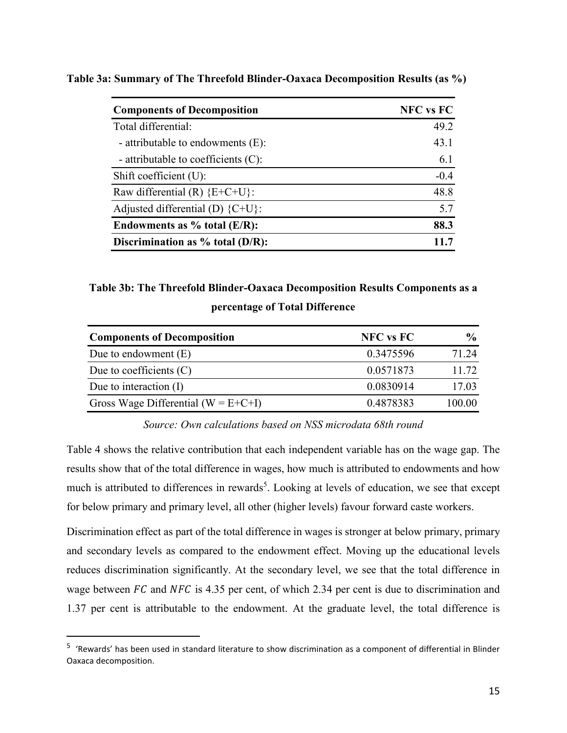**Table 3a: Summary of The Threefold Blinder-Oaxaca Decomposition Results (as %)**

| Components of Decomposition | NFC vs FC |
|---|---|
| Total differential: | 49.2 |
| - attributable to endowments (E): | 43.1 |
| - attributable to coefficients (C): | 6.1 |
| Shift coefficient (U): | -0.4 |
| Raw differential (R) {E+C+U}: | 48.8 |
| Adjusted differential (D) {C+U}: | 5.7 |
| **Endowments as % total (E/R):** | **88.3** |
| **Discrimination as % total (D/R):** | **11.7** |

**Table 3b: The Threefold Blinder-Oaxaca Decomposition Results Components as a percentage of Total Difference**

| Components of Decomposition | NFC vs FC | % |
|---|---|---|
| Due to endowment (E) | 0.3475596 | 71.24 |
| Due to coefficients (C) | 0.0571873 | 11.72 |
| Due to interaction (I) | 0.0830914 | 17.03 |
| Gross Wage Differential (W = E+C+I) | 0.4878383 | 100.00 |

*Source: Own calculations based on NSS microdata 68th round*

Table 4 shows the relative contribution that each independent variable has on the wage gap. The results show that of the total difference in wages, how much is attributed to endowments and how much is attributed to differences in rewards[5]. Looking at levels of education, we see that except for below primary and primary level, all other (higher levels) favour forward caste workers.

Discrimination effect as part of the total difference in wages is stronger at below primary, primary and secondary levels as compared to the endowment effect. Moving up the educational levels reduces discrimination significantly. At the secondary level, we see that the total difference in wage between $FC$ and $NFC$ is 4.35 per cent, of which 2.34 per cent is due to discrimination and 1.37 per cent is attributable to the endowment. At the graduate level, the total difference is

[5] 'Rewards' has been used in standard literature to show discrimination as a component of differential in Blinder Oaxaca decomposition.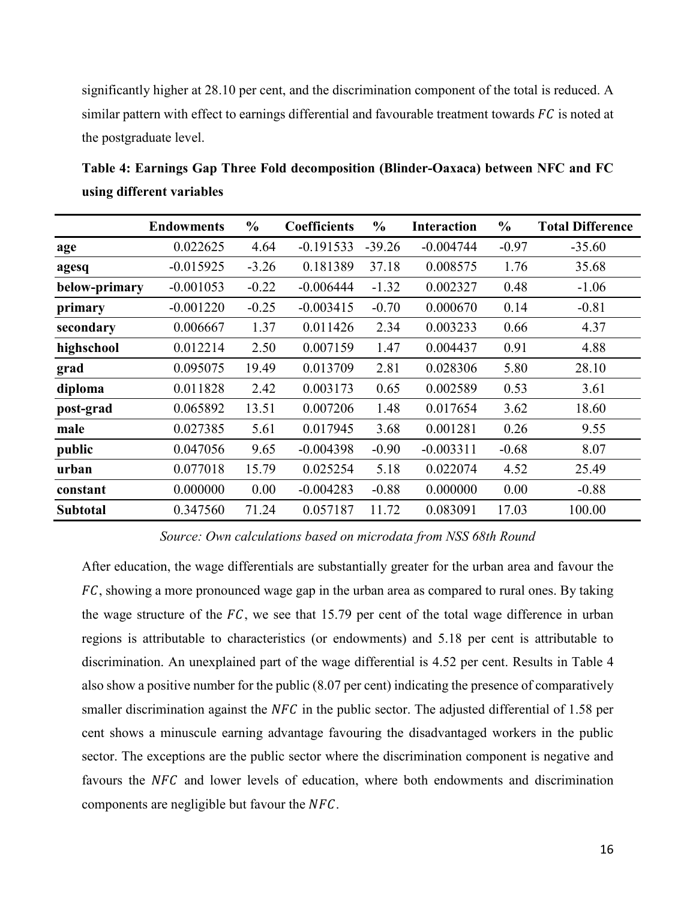significantly higher at 28.10 per cent, and the discrimination component of the total is reduced. A similar pattern with effect to earnings differential and favourable treatment towards $FC$ is noted at the postgraduate level.

**Table 4: Earnings Gap Three Fold decomposition (Blinder-Oaxaca) between NFC and FC using different variables**

| | Endowments | % | Coefficients | % | Interaction | % | Total Difference |
|---|---|---|---|---|---|---|---|
| **age** | 0.022625 | 4.64 | -0.191533 | -39.26 | -0.004744 | -0.97 | -35.60 |
| **agesq** | -0.015925 | -3.26 | 0.181389 | 37.18 | 0.008575 | 1.76 | 35.68 |
| **below-primary** | -0.001053 | -0.22 | -0.006444 | -1.32 | 0.002327 | 0.48 | -1.06 |
| **primary** | -0.001220 | -0.25 | -0.003415 | -0.70 | 0.000670 | 0.14 | -0.81 |
| **secondary** | 0.006667 | 1.37 | 0.011426 | 2.34 | 0.003233 | 0.66 | 4.37 |
| **highschool** | 0.012214 | 2.50 | 0.007159 | 1.47 | 0.004437 | 0.91 | 4.88 |
| **grad** | 0.095075 | 19.49 | 0.013709 | 2.81 | 0.028306 | 5.80 | 28.10 |
| **diploma** | 0.011828 | 2.42 | 0.003173 | 0.65 | 0.002589 | 0.53 | 3.61 |
| **post-grad** | 0.065892 | 13.51 | 0.007206 | 1.48 | 0.017654 | 3.62 | 18.60 |
| **male** | 0.027385 | 5.61 | 0.017945 | 3.68 | 0.001281 | 0.26 | 9.55 |
| **public** | 0.047056 | 9.65 | -0.004398 | -0.90 | -0.003311 | -0.68 | 8.07 |
| **urban** | 0.077018 | 15.79 | 0.025254 | 5.18 | 0.022074 | 4.52 | 25.49 |
| **constant** | 0.000000 | 0.00 | -0.004283 | -0.88 | 0.000000 | 0.00 | -0.88 |
| **Subtotal** | 0.347560 | 71.24 | 0.057187 | 11.72 | 0.083091 | 17.03 | 100.00 |

*Source: Own calculations based on microdata from NSS 68th Round*

After education, the wage differentials are substantially greater for the urban area and favour the $FC$, showing a more pronounced wage gap in the urban area as compared to rural ones. By taking the wage structure of the $FC$, we see that 15.79 per cent of the total wage difference in urban regions is attributable to characteristics (or endowments) and 5.18 per cent is attributable to discrimination. An unexplained part of the wage differential is 4.52 per cent. Results in Table 4 also show a positive number for the public (8.07 per cent) indicating the presence of comparatively smaller discrimination against the $NFC$ in the public sector. The adjusted differential of 1.58 per cent shows a minuscule earning advantage favouring the disadvantaged workers in the public sector. The exceptions are the public sector where the discrimination component is negative and favours the $NFC$ and lower levels of education, where both endowments and discrimination components are negligible but favour the $NFC$.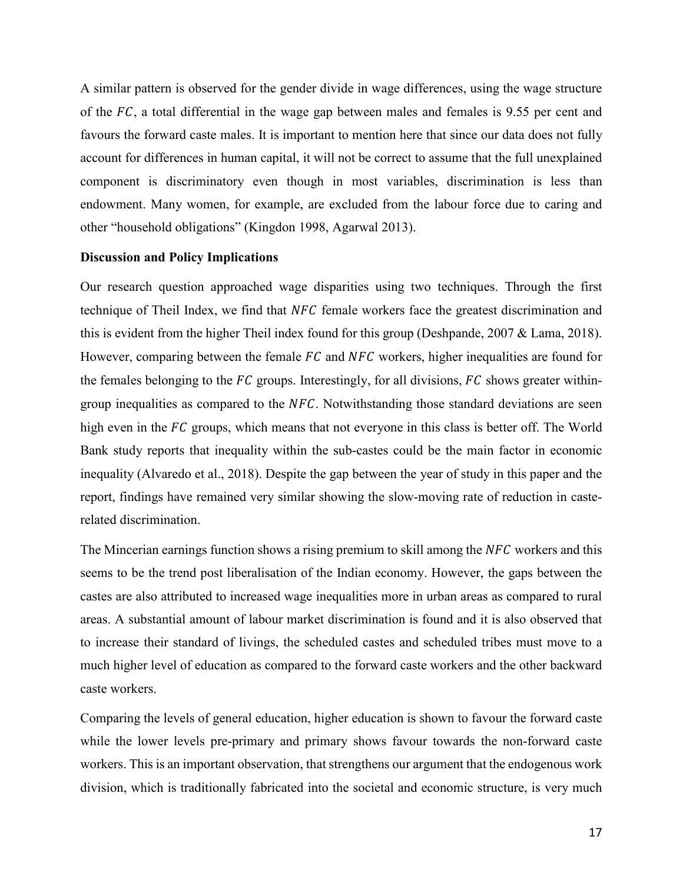A similar pattern is observed for the gender divide in wage differences, using the wage structure of the $FC$, a total differential in the wage gap between males and females is 9.55 per cent and favours the forward caste males. It is important to mention here that since our data does not fully account for differences in human capital, it will not be correct to assume that the full unexplained component is discriminatory even though in most variables, discrimination is less than endowment. Many women, for example, are excluded from the labour force due to caring and other "household obligations" (Kingdon 1998, Agarwal 2013).

**Discussion and Policy Implications**

Our research question approached wage disparities using two techniques. Through the first technique of Theil Index, we find that $NFC$ female workers face the greatest discrimination and this is evident from the higher Theil index found for this group (Deshpande, 2007 & Lama, 2018). However, comparing between the female $FC$ and $NFC$ workers, higher inequalities are found for the females belonging to the $FC$ groups. Interestingly, for all divisions, $FC$ shows greater within-group inequalities as compared to the $NFC$. Notwithstanding those standard deviations are seen high even in the $FC$ groups, which means that not everyone in this class is better off. The World Bank study reports that inequality within the sub-castes could be the main factor in economic inequality (Alvaredo et al., 2018). Despite the gap between the year of study in this paper and the report, findings have remained very similar showing the slow-moving rate of reduction in caste-related discrimination.

The Mincerian earnings function shows a rising premium to skill among the $NFC$ workers and this seems to be the trend post liberalisation of the Indian economy. However, the gaps between the castes are also attributed to increased wage inequalities more in urban areas as compared to rural areas. A substantial amount of labour market discrimination is found and it is also observed that to increase their standard of livings, the scheduled castes and scheduled tribes must move to a much higher level of education as compared to the forward caste workers and the other backward caste workers.

Comparing the levels of general education, higher education is shown to favour the forward caste while the lower levels pre-primary and primary shows favour towards the non-forward caste workers. This is an important observation, that strengthens our argument that the endogenous work division, which is traditionally fabricated into the societal and economic structure, is very much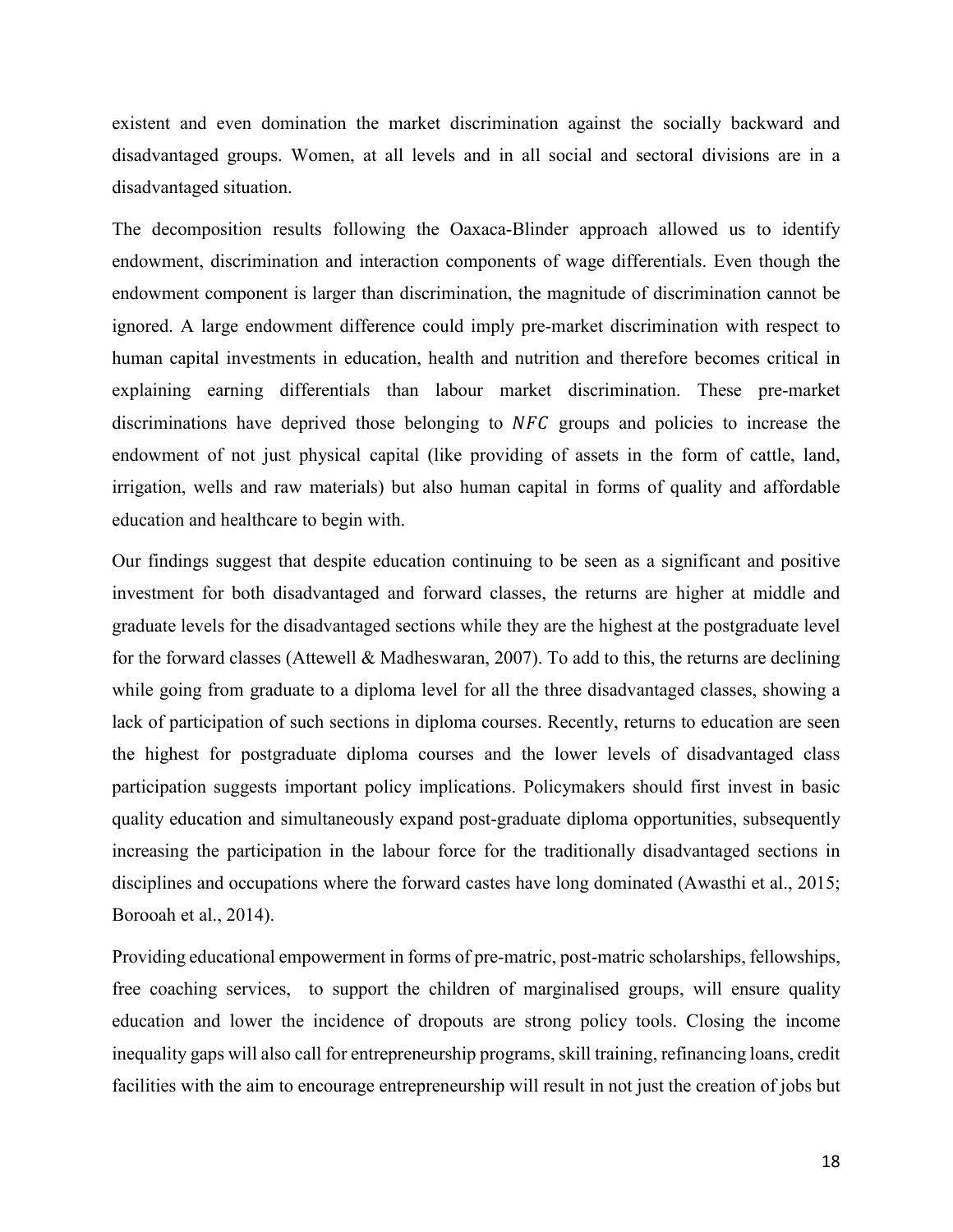existent and even domination the market discrimination against the socially backward and disadvantaged groups. Women, at all levels and in all social and sectoral divisions are in a disadvantaged situation.

The decomposition results following the Oaxaca-Blinder approach allowed us to identify endowment, discrimination and interaction components of wage differentials. Even though the endowment component is larger than discrimination, the magnitude of discrimination cannot be ignored. A large endowment difference could imply pre-market discrimination with respect to human capital investments in education, health and nutrition and therefore becomes critical in explaining earning differentials than labour market discrimination. These pre-market discriminations have deprived those belonging to $NFC$ groups and policies to increase the endowment of not just physical capital (like providing of assets in the form of cattle, land, irrigation, wells and raw materials) but also human capital in forms of quality and affordable education and healthcare to begin with.

Our findings suggest that despite education continuing to be seen as a significant and positive investment for both disadvantaged and forward classes, the returns are higher at middle and graduate levels for the disadvantaged sections while they are the highest at the postgraduate level for the forward classes (Attewell & Madheswaran, 2007). To add to this, the returns are declining while going from graduate to a diploma level for all the three disadvantaged classes, showing a lack of participation of such sections in diploma courses. Recently, returns to education are seen the highest for postgraduate diploma courses and the lower levels of disadvantaged class participation suggests important policy implications. Policymakers should first invest in basic quality education and simultaneously expand post-graduate diploma opportunities, subsequently increasing the participation in the labour force for the traditionally disadvantaged sections in disciplines and occupations where the forward castes have long dominated (Awasthi et al., 2015; Borooah et al., 2014).

Providing educational empowerment in forms of pre-matric, post-matric scholarships, fellowships, free coaching services, to support the children of marginalised groups, will ensure quality education and lower the incidence of dropouts are strong policy tools. Closing the income inequality gaps will also call for entrepreneurship programs, skill training, refinancing loans, credit facilities with the aim to encourage entrepreneurship will result in not just the creation of jobs but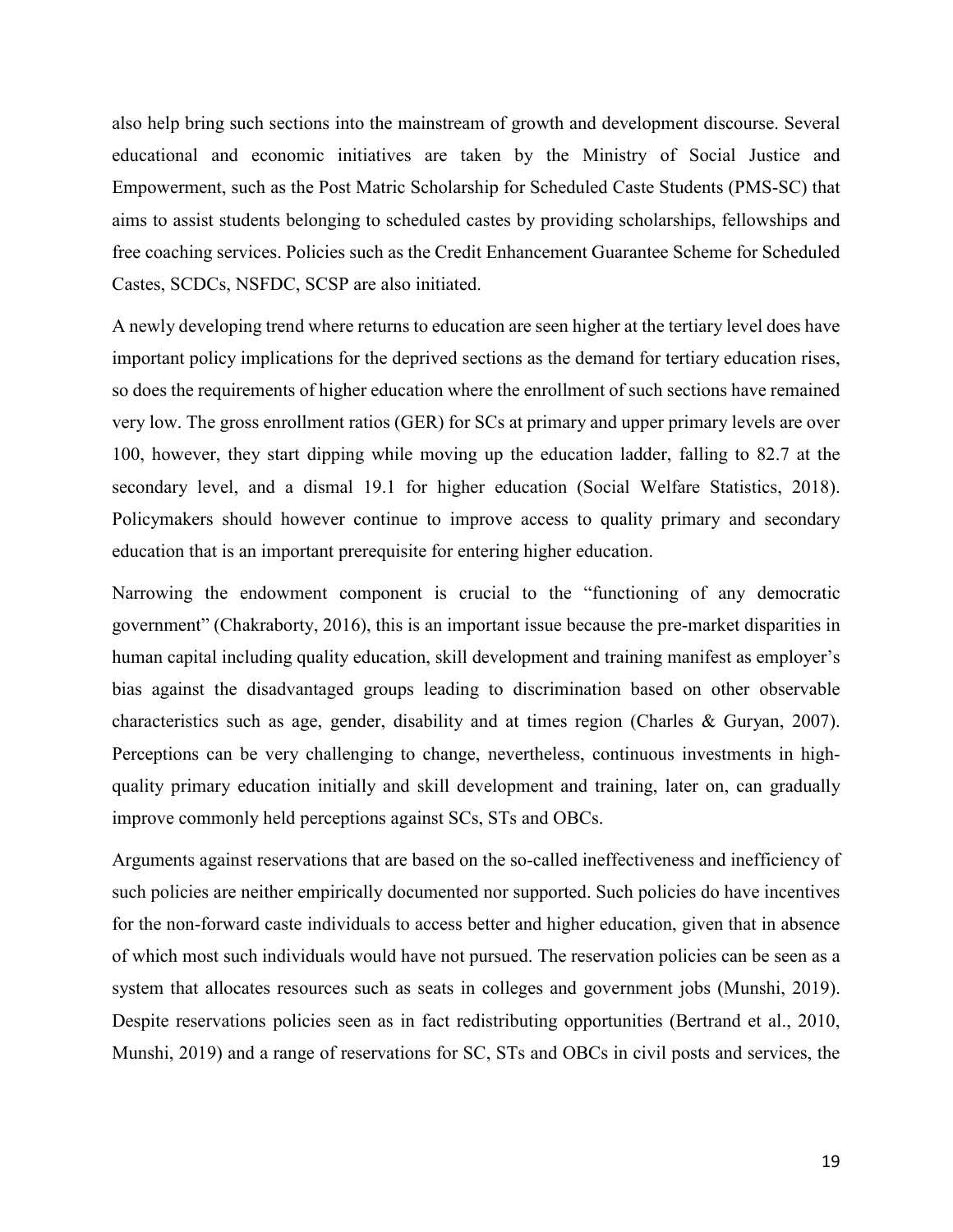also help bring such sections into the mainstream of growth and development discourse. Several educational and economic initiatives are taken by the Ministry of Social Justice and Empowerment, such as the Post Matric Scholarship for Scheduled Caste Students (PMS-SC) that aims to assist students belonging to scheduled castes by providing scholarships, fellowships and free coaching services. Policies such as the Credit Enhancement Guarantee Scheme for Scheduled Castes, SCDCs, NSFDC, SCSP are also initiated.

A newly developing trend where returns to education are seen higher at the tertiary level does have important policy implications for the deprived sections as the demand for tertiary education rises, so does the requirements of higher education where the enrollment of such sections have remained very low. The gross enrollment ratios (GER) for SCs at primary and upper primary levels are over 100, however, they start dipping while moving up the education ladder, falling to 82.7 at the secondary level, and a dismal 19.1 for higher education (Social Welfare Statistics, 2018). Policymakers should however continue to improve access to quality primary and secondary education that is an important prerequisite for entering higher education.

Narrowing the endowment component is crucial to the "functioning of any democratic government" (Chakraborty, 2016), this is an important issue because the pre-market disparities in human capital including quality education, skill development and training manifest as employer's bias against the disadvantaged groups leading to discrimination based on other observable characteristics such as age, gender, disability and at times region (Charles & Guryan, 2007). Perceptions can be very challenging to change, nevertheless, continuous investments in high-quality primary education initially and skill development and training, later on, can gradually improve commonly held perceptions against SCs, STs and OBCs.

Arguments against reservations that are based on the so-called ineffectiveness and inefficiency of such policies are neither empirically documented nor supported. Such policies do have incentives for the non-forward caste individuals to access better and higher education, given that in absence of which most such individuals would have not pursued. The reservation policies can be seen as a system that allocates resources such as seats in colleges and government jobs (Munshi, 2019). Despite reservations policies seen as in fact redistributing opportunities (Bertrand et al., 2010, Munshi, 2019) and a range of reservations for SC, STs and OBCs in civil posts and services, the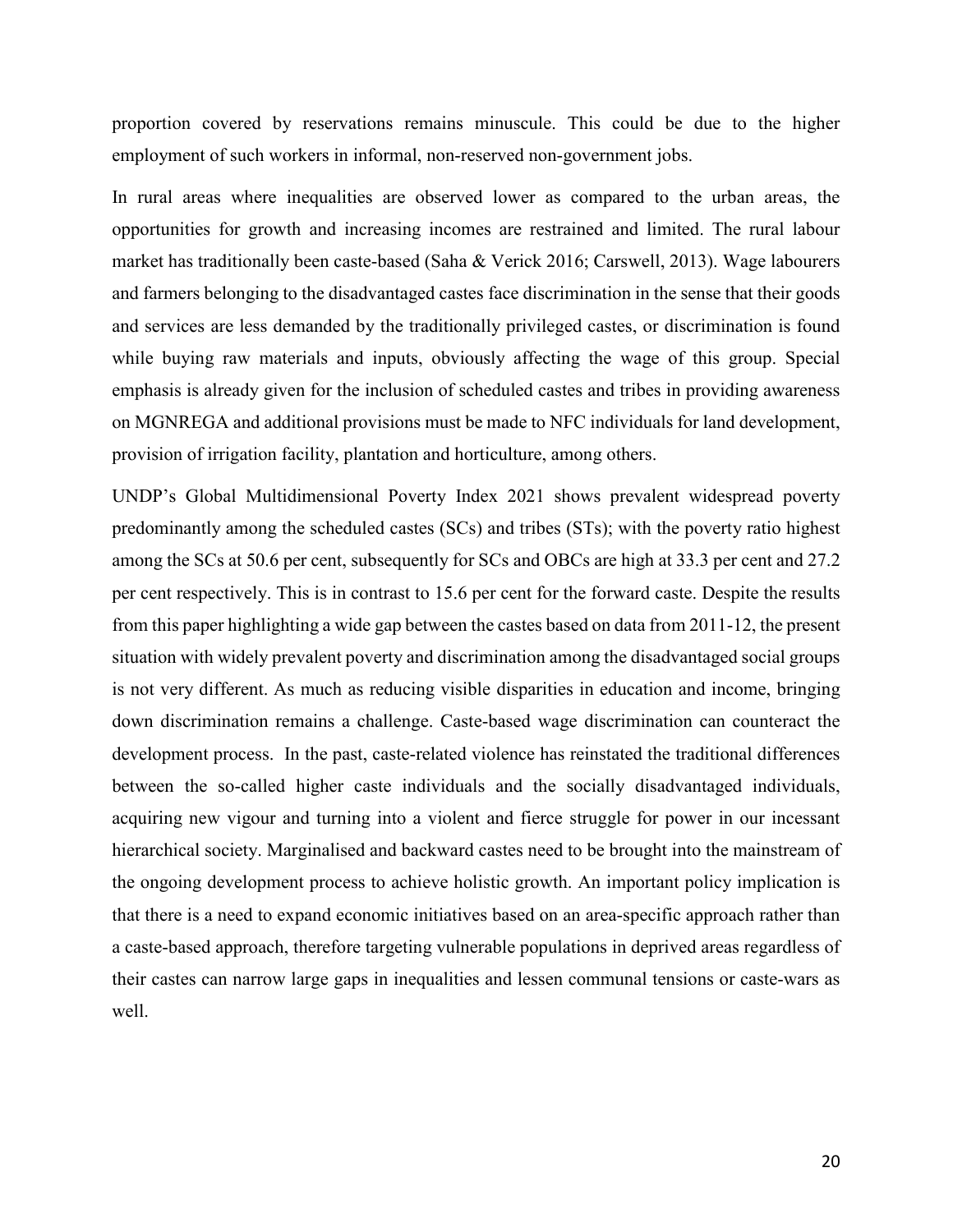proportion covered by reservations remains minuscule. This could be due to the higher employment of such workers in informal, non-reserved non-government jobs.

In rural areas where inequalities are observed lower as compared to the urban areas, the opportunities for growth and increasing incomes are restrained and limited. The rural labour market has traditionally been caste-based (Saha & Verick 2016; Carswell, 2013). Wage labourers and farmers belonging to the disadvantaged castes face discrimination in the sense that their goods and services are less demanded by the traditionally privileged castes, or discrimination is found while buying raw materials and inputs, obviously affecting the wage of this group. Special emphasis is already given for the inclusion of scheduled castes and tribes in providing awareness on MGNREGA and additional provisions must be made to NFC individuals for land development, provision of irrigation facility, plantation and horticulture, among others.

UNDP's Global Multidimensional Poverty Index 2021 shows prevalent widespread poverty predominantly among the scheduled castes (SCs) and tribes (STs); with the poverty ratio highest among the SCs at 50.6 per cent, subsequently for SCs and OBCs are high at 33.3 per cent and 27.2 per cent respectively. This is in contrast to 15.6 per cent for the forward caste. Despite the results from this paper highlighting a wide gap between the castes based on data from 2011-12, the present situation with widely prevalent poverty and discrimination among the disadvantaged social groups is not very different. As much as reducing visible disparities in education and income, bringing down discrimination remains a challenge. Caste-based wage discrimination can counteract the development process. In the past, caste-related violence has reinstated the traditional differences between the so-called higher caste individuals and the socially disadvantaged individuals, acquiring new vigour and turning into a violent and fierce struggle for power in our incessant hierarchical society. Marginalised and backward castes need to be brought into the mainstream of the ongoing development process to achieve holistic growth. An important policy implication is that there is a need to expand economic initiatives based on an area-specific approach rather than a caste-based approach, therefore targeting vulnerable populations in deprived areas regardless of their castes can narrow large gaps in inequalities and lessen communal tensions or caste-wars as well.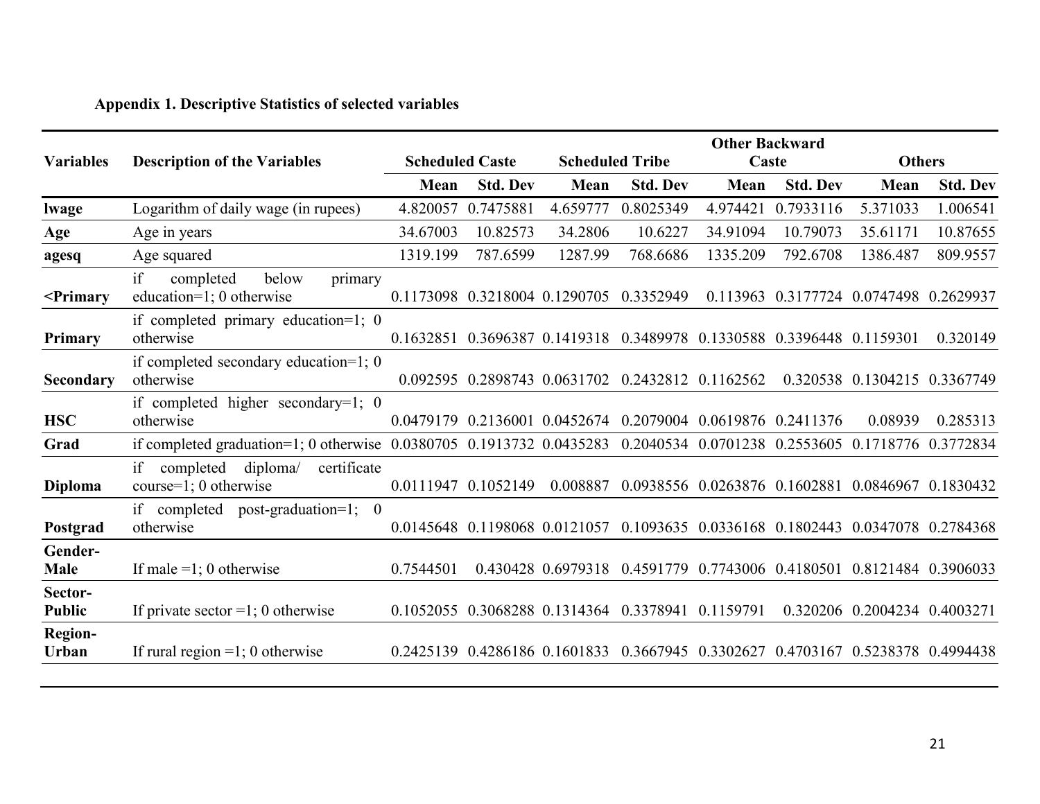**Appendix 1. Descriptive Statistics of selected variables**

| Variables | Description of the Variables | Scheduled Caste | | Scheduled Tribe | | Other Backward Caste | | Others | |
|---|---|---|---|---|---|---|---|---|---|
| | | Mean | Std. Dev | Mean | Std. Dev | Mean | Std. Dev | Mean | Std. Dev |
| **lwage** | Logarithm of daily wage (in rupees) | 4.820057 | 0.7475881 | 4.659777 | 0.8025349 | 4.974421 | 0.7933116 | 5.371033 | 1.006541 |
| **Age** | Age in years | 34.67003 | 10.82573 | 34.2806 | 10.6227 | 34.91094 | 10.79073 | 35.61171 | 10.87655 |
| **agesq** | Age squared | 1319.199 | 787.6599 | 1287.99 | 768.6686 | 1335.209 | 792.6708 | 1386.487 | 809.9557 |
| **<Primary** | if completed below primary education=1; 0 otherwise | 0.1173098 | 0.3218004 | 0.1290705 | 0.3352949 | 0.113963 | 0.3177724 | 0.0747498 | 0.2629937 |
| **Primary** | if completed primary education=1; 0 otherwise | 0.1632851 | 0.3696387 | 0.1419318 | 0.3489978 | 0.1330588 | 0.3396448 | 0.1159301 | 0.320149 |
| **Secondary** | if completed secondary education=1; 0 otherwise | 0.092595 | 0.2898743 | 0.0631702 | 0.2432812 | 0.1162562 | 0.320538 | 0.1304215 | 0.3367749 |
| **HSC** | if completed higher secondary=1; 0 otherwise | 0.0479179 | 0.2136001 | 0.0452674 | 0.2079004 | 0.0619876 | 0.2411376 | 0.08939 | 0.285313 |
| **Grad** | if completed graduation=1; 0 otherwise | 0.0380705 | 0.1913732 | 0.0435283 | 0.2040534 | 0.0701238 | 0.2553605 | 0.1718776 | 0.3772834 |
| **Diploma** | if completed diploma/ certificate course=1; 0 otherwise | 0.0111947 | 0.1052149 | 0.008887 | 0.0938556 | 0.0263876 | 0.1602881 | 0.0846967 | 0.1830432 |
| **Postgrad** | if completed post-graduation=1; 0 otherwise | 0.0145648 | 0.1198068 | 0.0121057 | 0.1093635 | 0.0336168 | 0.1802443 | 0.0347078 | 0.2784368 |
| **Gender-Male** | If male =1; 0 otherwise | 0.7544501 | 0.430428 | 0.6979318 | 0.4591779 | 0.7743006 | 0.4180501 | 0.8121484 | 0.3906033 |
| **Sector-Public** | If private sector =1; 0 otherwise | 0.1052055 | 0.3068288 | 0.1314364 | 0.3378941 | 0.1159791 | 0.320206 | 0.2004234 | 0.4003271 |
| **Region-Urban** | If rural region =1; 0 otherwise | 0.2425139 | 0.4286186 | 0.1601833 | 0.3667945 | 0.3302627 | 0.4703167 | 0.5238378 | 0.4994438 |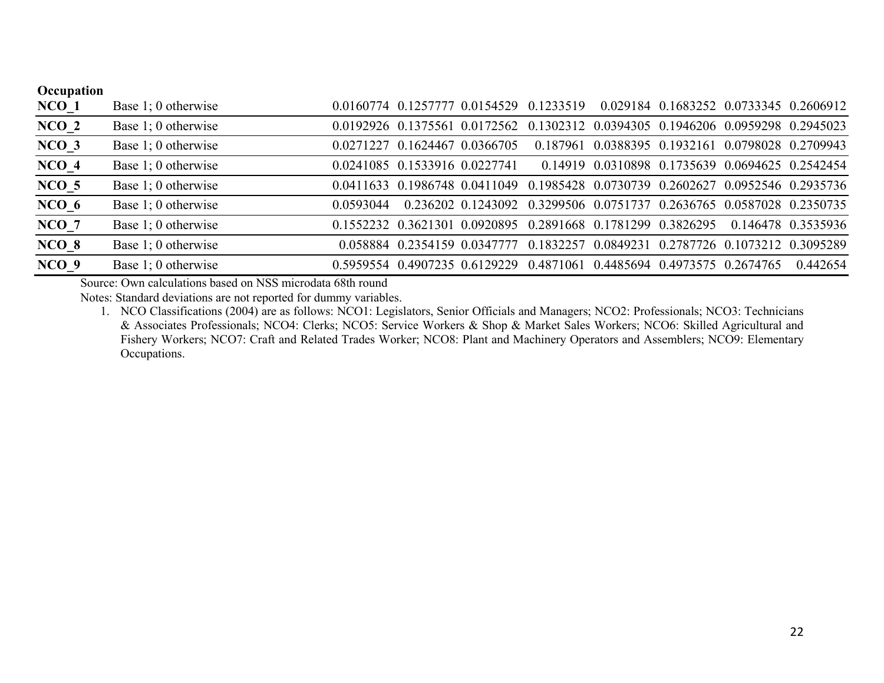| | | | | | | | | | |
|---|---|---|---|---|---|---|---|---|---|
| **Occupation** | | | | | | | | | |
| **NCO_1** | Base 1; 0 otherwise | 0.0160774 | 0.1257777 | 0.0154529 | 0.1233519 | 0.029184 | 0.1683252 | 0.0733345 | 0.2606912 |
| **NCO_2** | Base 1; 0 otherwise | 0.0192926 | 0.1375561 | 0.0172562 | 0.1302312 | 0.0394305 | 0.1946206 | 0.0959298 | 0.2945023 |
| **NCO_3** | Base 1; 0 otherwise | 0.0271227 | 0.1624467 | 0.0366705 | 0.187961 | 0.0388395 | 0.1932161 | 0.0798028 | 0.2709943 |
| **NCO_4** | Base 1; 0 otherwise | 0.0241085 | 0.1533916 | 0.0227741 | 0.14919 | 0.0310898 | 0.1735639 | 0.0694625 | 0.2542454 |
| **NCO_5** | Base 1; 0 otherwise | 0.0411633 | 0.1986748 | 0.0411049 | 0.1985428 | 0.0730739 | 0.2602627 | 0.0952546 | 0.2935736 |
| **NCO_6** | Base 1; 0 otherwise | 0.0593044 | 0.236202 | 0.1243092 | 0.3299506 | 0.0751737 | 0.2636765 | 0.0587028 | 0.2350735 |
| **NCO_7** | Base 1; 0 otherwise | 0.1552232 | 0.3621301 | 0.0920895 | 0.2891668 | 0.1781299 | 0.3826295 | 0.146478 | 0.3535936 |
| **NCO_8** | Base 1; 0 otherwise | 0.058884 | 0.2354159 | 0.0347777 | 0.1832257 | 0.0849231 | 0.2787726 | 0.1073212 | 0.3095289 |
| **NCO_9** | Base 1; 0 otherwise | 0.5959554 | 0.4907235 | 0.6129229 | 0.4871061 | 0.4485694 | 0.4973575 | 0.2674765 | 0.442654 |

Source: Own calculations based on NSS microdata 68th round

Notes: Standard deviations are not reported for dummy variables.

1. NCO Classifications (2004) are as follows: NCO1: Legislators, Senior Officials and Managers; NCO2: Professionals; NCO3: Technicians & Associates Professionals; NCO4: Clerks; NCO5: Service Workers & Shop & Market Sales Workers; NCO6: Skilled Agricultural and Fishery Workers; NCO7: Craft and Related Trades Worker; NCO8: Plant and Machinery Operators and Assemblers; NCO9: Elementary Occupations.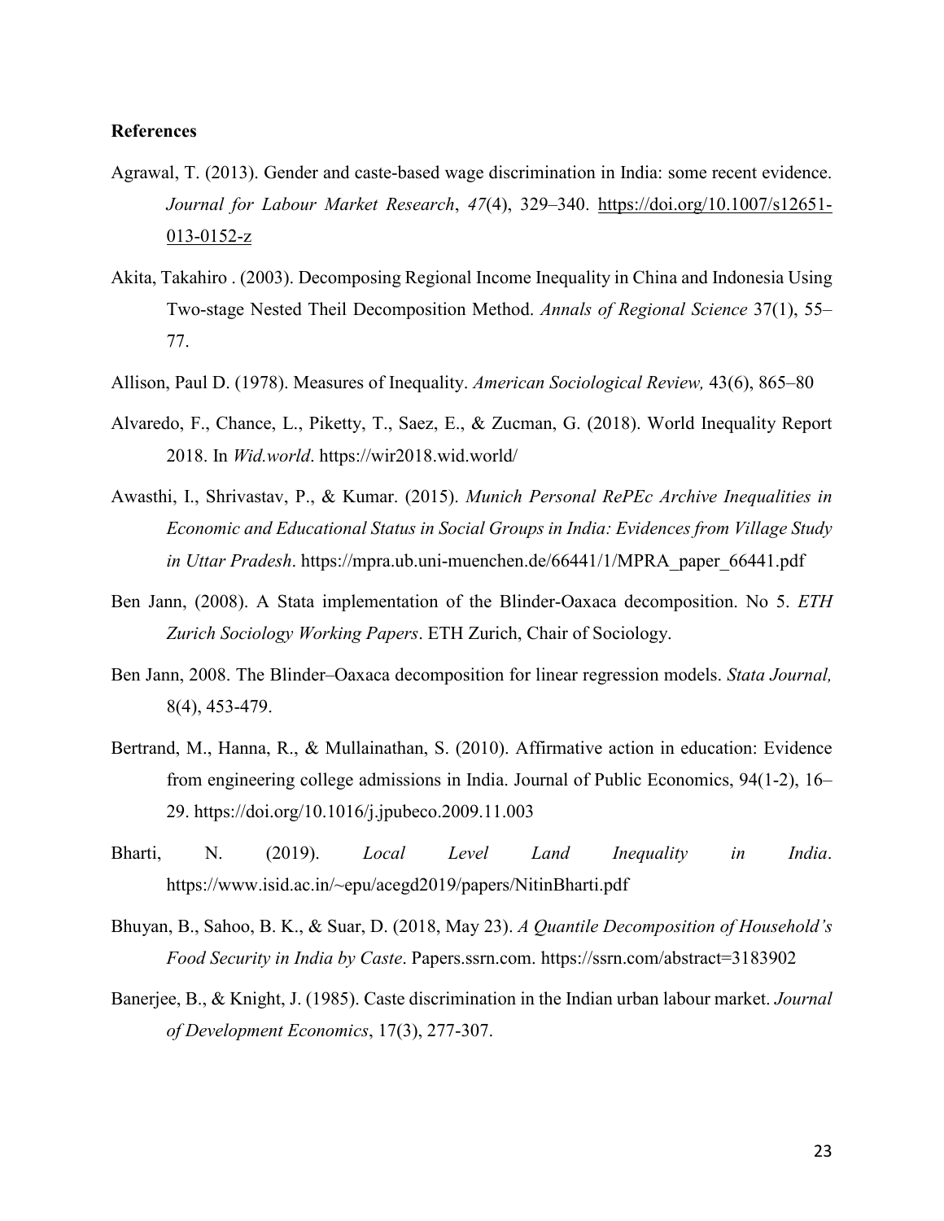**References**

Agrawal, T. (2013). Gender and caste-based wage discrimination in India: some recent evidence. *Journal for Labour Market Research*, *47*(4), 329–340. https://doi.org/10.1007/s12651-013-0152-z

Akita, Takahiro . (2003). Decomposing Regional Income Inequality in China and Indonesia Using Two-stage Nested Theil Decomposition Method. *Annals of Regional Science* 37(1), 55–77.

Allison, Paul D. (1978). Measures of Inequality. *American Sociological Review,* 43(6), 865–80

Alvaredo, F., Chance, L., Piketty, T., Saez, E., & Zucman, G. (2018). World Inequality Report 2018. In *Wid.world*. https://wir2018.wid.world/

Awasthi, I., Shrivastav, P., & Kumar. (2015). *Munich Personal RePEc Archive Inequalities in Economic and Educational Status in Social Groups in India: Evidences from Village Study in Uttar Pradesh*. https://mpra.ub.uni-muenchen.de/66441/1/MPRA_paper_66441.pdf

Ben Jann, (2008). A Stata implementation of the Blinder-Oaxaca decomposition. No 5. *ETH Zurich Sociology Working Papers*. ETH Zurich, Chair of Sociology.

Ben Jann, 2008. The Blinder–Oaxaca decomposition for linear regression models. *Stata Journal,* 8(4), 453-479.

Bertrand, M., Hanna, R., & Mullainathan, S. (2010). Affirmative action in education: Evidence from engineering college admissions in India. Journal of Public Economics, 94(1-2), 16–29. https://doi.org/10.1016/j.jpubeco.2009.11.003

Bharti, N. (2019). *Local Level Land Inequality in India*. https://www.isid.ac.in/~epu/acegd2019/papers/NitinBharti.pdf

Bhuyan, B., Sahoo, B. K., & Suar, D. (2018, May 23). *A Quantile Decomposition of Household's Food Security in India by Caste*. Papers.ssrn.com. https://ssrn.com/abstract=3183902

Banerjee, B., & Knight, J. (1985). Caste discrimination in the Indian urban labour market. *Journal of Development Economics*, 17(3), 277-307.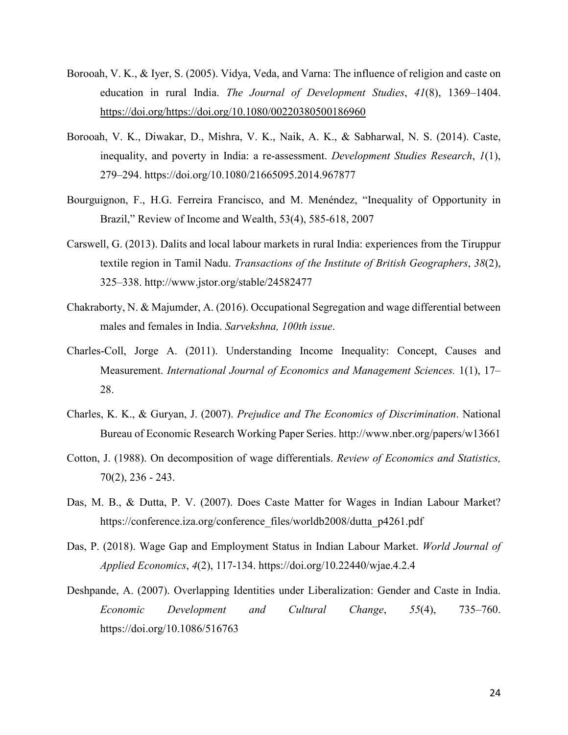Borooah, V. K., & Iyer, S. (2005). Vidya, Veda, and Varna: The influence of religion and caste on education in rural India. *The Journal of Development Studies*, *41*(8), 1369–1404. https://doi.org/https://doi.org/10.1080/00220380500186960

Borooah, V. K., Diwakar, D., Mishra, V. K., Naik, A. K., & Sabharwal, N. S. (2014). Caste, inequality, and poverty in India: a re-assessment. *Development Studies Research*, *1*(1), 279–294. https://doi.org/10.1080/21665095.2014.967877

Bourguignon, F., H.G. Ferreira Francisco, and M. Menéndez, "Inequality of Opportunity in Brazil," Review of Income and Wealth, 53(4), 585-618, 2007

Carswell, G. (2013). Dalits and local labour markets in rural India: experiences from the Tiruppur textile region in Tamil Nadu. *Transactions of the Institute of British Geographers*, *38*(2), 325–338. http://www.jstor.org/stable/24582477

Chakraborty, N. & Majumder, A. (2016). Occupational Segregation and wage differential between males and females in India. *Sarvekshna, 100th issue*.

Charles-Coll, Jorge A. (2011). Understanding Income Inequality: Concept, Causes and Measurement. *International Journal of Economics and Management Sciences.* 1(1), 17–28.

Charles, K. K., & Guryan, J. (2007). *Prejudice and The Economics of Discrimination*. National Bureau of Economic Research Working Paper Series. http://www.nber.org/papers/w13661

Cotton, J. (1988). On decomposition of wage differentials. *Review of Economics and Statistics,* 70(2), 236 - 243.

Das, M. B., & Dutta, P. V. (2007). Does Caste Matter for Wages in Indian Labour Market? https://conference.iza.org/conference_files/worldb2008/dutta_p4261.pdf

Das, P. (2018). Wage Gap and Employment Status in Indian Labour Market. *World Journal of Applied Economics*, *4*(2), 117-134. https://doi.org/10.22440/wjae.4.2.4

Deshpande, A. (2007). Overlapping Identities under Liberalization: Gender and Caste in India. *Economic Development and Cultural Change*, *55*(4), 735–760. https://doi.org/10.1086/516763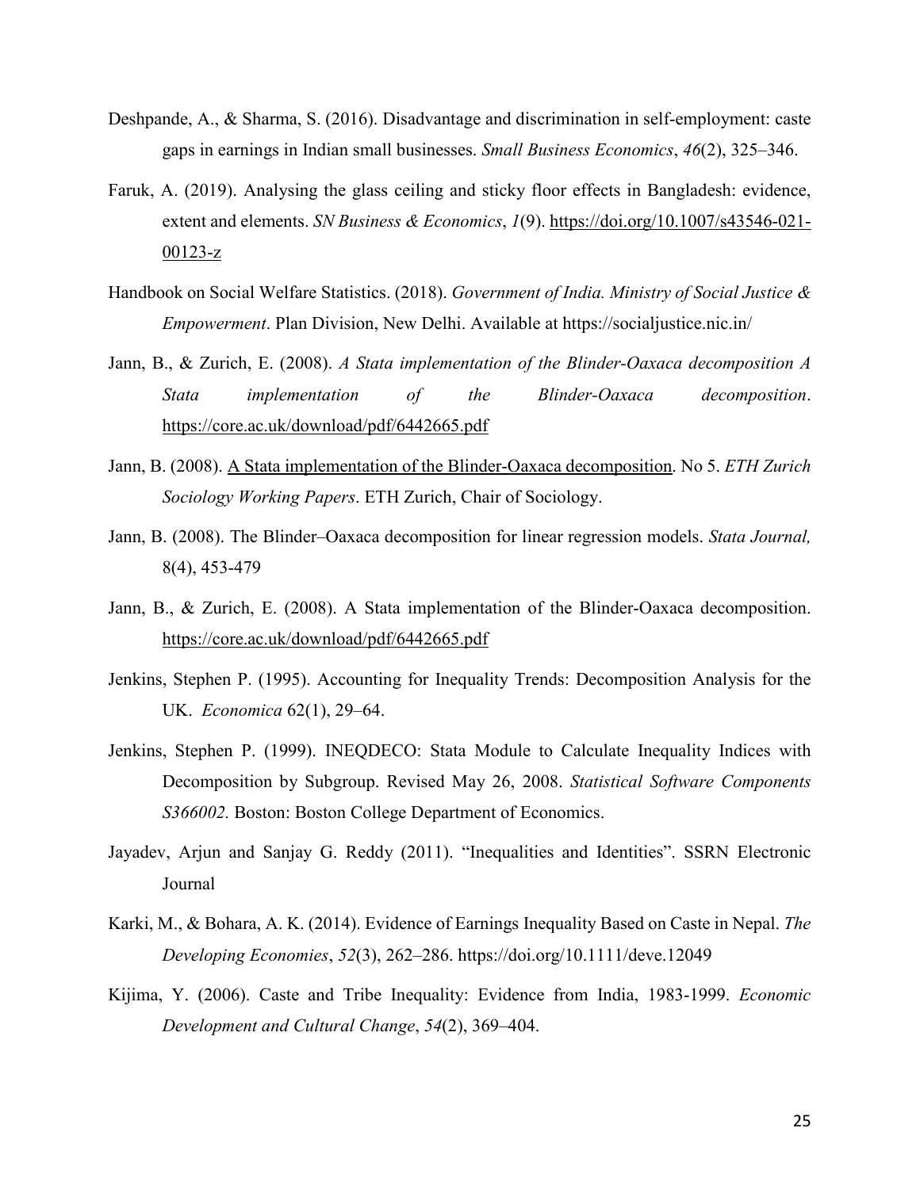Deshpande, A., & Sharma, S. (2016). Disadvantage and discrimination in self-employment: caste gaps in earnings in Indian small businesses. *Small Business Economics*, *46*(2), 325–346.

Faruk, A. (2019). Analysing the glass ceiling and sticky floor effects in Bangladesh: evidence, extent and elements. *SN Business & Economics*, *1*(9). https://doi.org/10.1007/s43546-021-00123-z

Handbook on Social Welfare Statistics. (2018). *Government of India. Ministry of Social Justice & Empowerment*. Plan Division, New Delhi. Available at https://socialjustice.nic.in/

Jann, B., & Zurich, E. (2008). *A Stata implementation of the Blinder-Oaxaca decomposition A Stata implementation of the Blinder-Oaxaca decomposition*. https://core.ac.uk/download/pdf/6442665.pdf

Jann, B. (2008). A Stata implementation of the Blinder-Oaxaca decomposition. No 5. *ETH Zurich Sociology Working Papers*. ETH Zurich, Chair of Sociology.

Jann, B. (2008). The Blinder–Oaxaca decomposition for linear regression models. *Stata Journal,* 8(4), 453-479

Jann, B., & Zurich, E. (2008). A Stata implementation of the Blinder-Oaxaca decomposition. https://core.ac.uk/download/pdf/6442665.pdf

Jenkins, Stephen P. (1995). Accounting for Inequality Trends: Decomposition Analysis for the UK. *Economica* 62(1), 29–64.

Jenkins, Stephen P. (1999). INEQDECO: Stata Module to Calculate Inequality Indices with Decomposition by Subgroup. Revised May 26, 2008. *Statistical Software Components S366002.* Boston: Boston College Department of Economics.

Jayadev, Arjun and Sanjay G. Reddy (2011). "Inequalities and Identities". SSRN Electronic Journal

Karki, M., & Bohara, A. K. (2014). Evidence of Earnings Inequality Based on Caste in Nepal. *The Developing Economies*, *52*(3), 262–286. https://doi.org/10.1111/deve.12049

Kijima, Y. (2006). Caste and Tribe Inequality: Evidence from India, 1983-1999. *Economic Development and Cultural Change*, *54*(2), 369–404.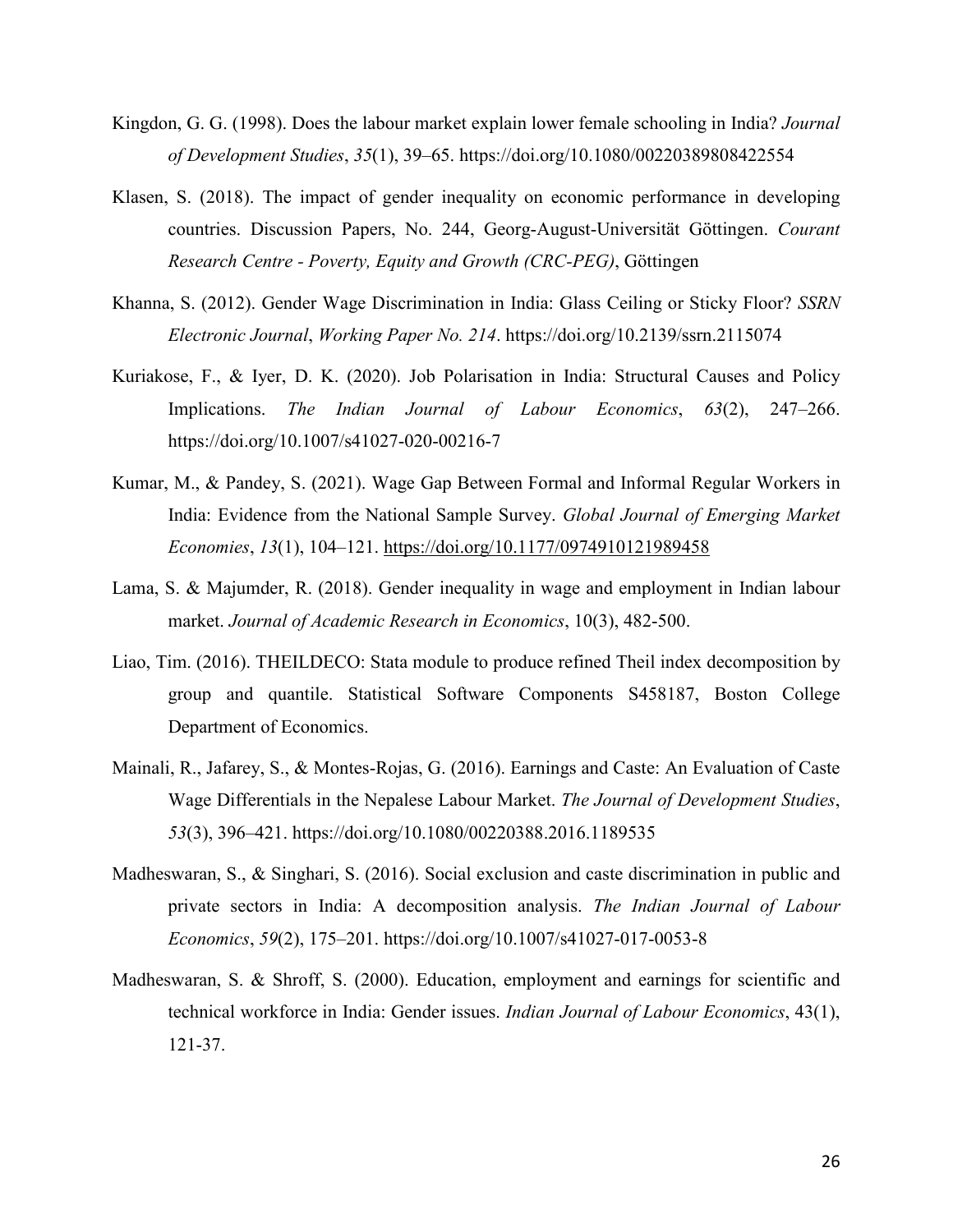Kingdon, G. G. (1998). Does the labour market explain lower female schooling in India? *Journal of Development Studies*, *35*(1), 39–65. https://doi.org/10.1080/00220389808422554

Klasen, S. (2018). The impact of gender inequality on economic performance in developing countries. Discussion Papers, No. 244, Georg-August-Universität Göttingen. *Courant Research Centre - Poverty, Equity and Growth (CRC-PEG)*, Göttingen

Khanna, S. (2012). Gender Wage Discrimination in India: Glass Ceiling or Sticky Floor? *SSRN Electronic Journal*, *Working Paper No. 214*. https://doi.org/10.2139/ssrn.2115074

Kuriakose, F., & Iyer, D. K. (2020). Job Polarisation in India: Structural Causes and Policy Implications. *The Indian Journal of Labour Economics*, *63*(2), 247–266. https://doi.org/10.1007/s41027-020-00216-7

Kumar, M., & Pandey, S. (2021). Wage Gap Between Formal and Informal Regular Workers in India: Evidence from the National Sample Survey. *Global Journal of Emerging Market Economies*, *13*(1), 104–121. https://doi.org/10.1177/0974910121989458

Lama, S. & Majumder, R. (2018). Gender inequality in wage and employment in Indian labour market. *Journal of Academic Research in Economics*, 10(3), 482-500.

Liao, Tim. (2016). THEILDECO: Stata module to produce refined Theil index decomposition by group and quantile. Statistical Software Components S458187, Boston College Department of Economics.

Mainali, R., Jafarey, S., & Montes-Rojas, G. (2016). Earnings and Caste: An Evaluation of Caste Wage Differentials in the Nepalese Labour Market. *The Journal of Development Studies*, *53*(3), 396–421. https://doi.org/10.1080/00220388.2016.1189535

Madheswaran, S., & Singhari, S. (2016). Social exclusion and caste discrimination in public and private sectors in India: A decomposition analysis. *The Indian Journal of Labour Economics*, *59*(2), 175–201. https://doi.org/10.1007/s41027-017-0053-8

Madheswaran, S. & Shroff, S. (2000). Education, employment and earnings for scientific and technical workforce in India: Gender issues. *Indian Journal of Labour Economics*, 43(1), 121-37.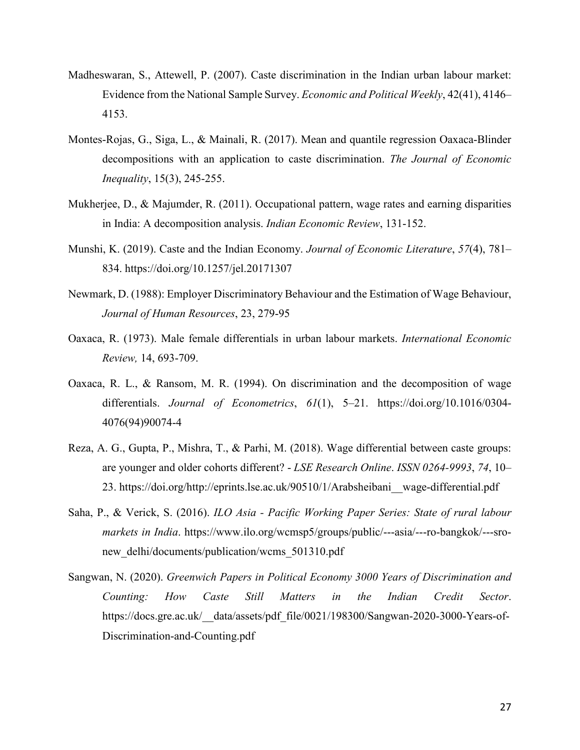Madheswaran, S., Attewell, P. (2007). Caste discrimination in the Indian urban labour market: Evidence from the National Sample Survey. *Economic and Political Weekly*, 42(41), 4146–4153.

Montes-Rojas, G., Siga, L., & Mainali, R. (2017). Mean and quantile regression Oaxaca-Blinder decompositions with an application to caste discrimination. *The Journal of Economic Inequality*, 15(3), 245-255.

Mukherjee, D., & Majumder, R. (2011). Occupational pattern, wage rates and earning disparities in India: A decomposition analysis. *Indian Economic Review*, 131-152.

Munshi, K. (2019). Caste and the Indian Economy. *Journal of Economic Literature*, *57*(4), 781–834. https://doi.org/10.1257/jel.20171307

Newmark, D. (1988): Employer Discriminatory Behaviour and the Estimation of Wage Behaviour, *Journal of Human Resources*, 23, 279-95

Oaxaca, R. (1973). Male female differentials in urban labour markets. *International Economic Review,* 14, 693-709.

Oaxaca, R. L., & Ransom, M. R. (1994). On discrimination and the decomposition of wage differentials. *Journal of Econometrics*, *61*(1), 5–21. https://doi.org/10.1016/0304-4076(94)90074-4

Reza, A. G., Gupta, P., Mishra, T., & Parhi, M. (2018). Wage differential between caste groups: are younger and older cohorts different? - *LSE Research Online*. *ISSN 0264-9993*, *74*, 10–23. https://doi.org/http://eprints.lse.ac.uk/90510/1/Arabsheibani__wage-differential.pdf

Saha, P., & Verick, S. (2016). *ILO Asia - Pacific Working Paper Series: State of rural labour markets in India*. https://www.ilo.org/wcmsp5/groups/public/---asia/---ro-bangkok/---sro-new_delhi/documents/publication/wcms_501310.pdf

Sangwan, N. (2020). *Greenwich Papers in Political Economy 3000 Years of Discrimination and Counting: How Caste Still Matters in the Indian Credit Sector*. https://docs.gre.ac.uk/__data/assets/pdf_file/0021/198300/Sangwan-2020-3000-Years-of-Discrimination-and-Counting.pdf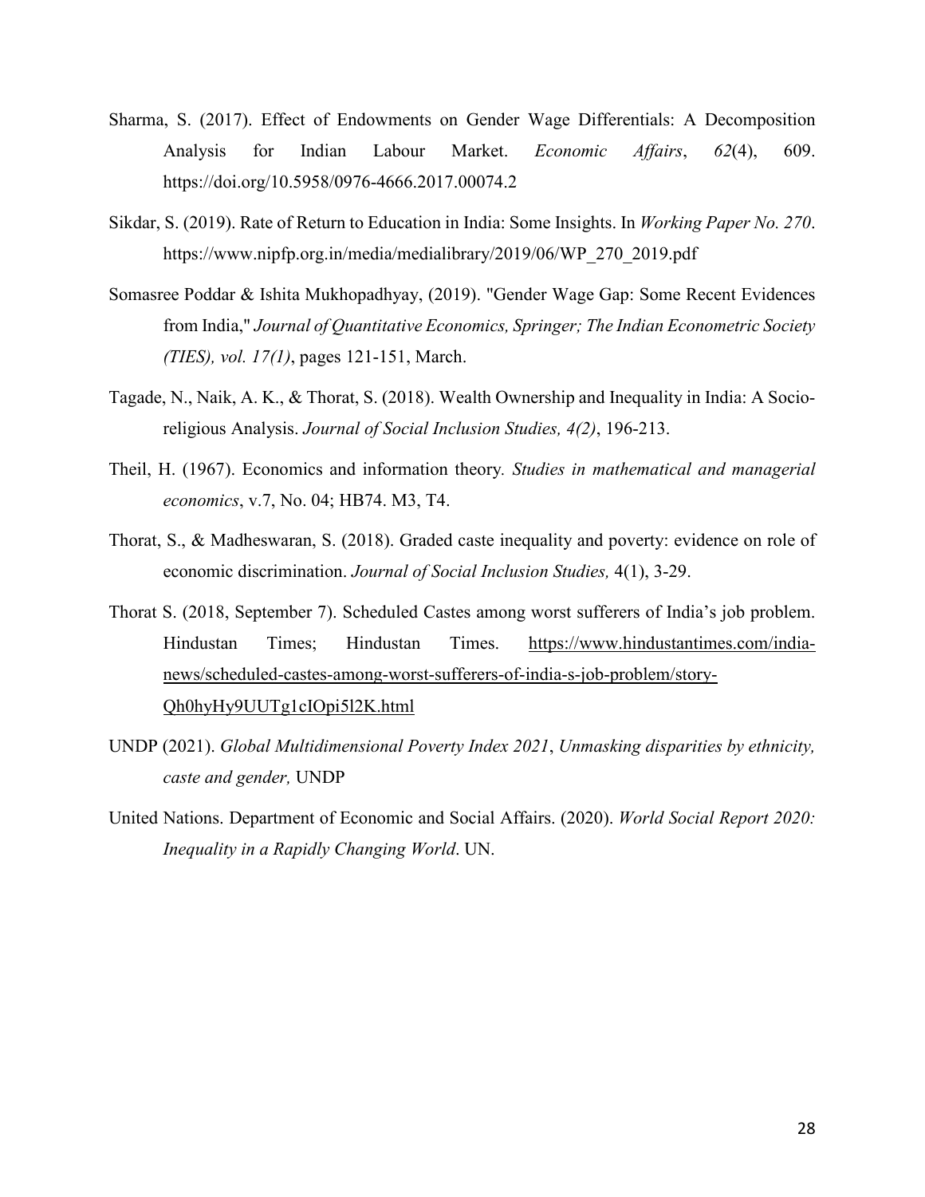Sharma, S. (2017). Effect of Endowments on Gender Wage Differentials: A Decomposition Analysis for Indian Labour Market. *Economic Affairs*, *62*(4), 609. https://doi.org/10.5958/0976-4666.2017.00074.2

Sikdar, S. (2019). Rate of Return to Education in India: Some Insights. In *Working Paper No. 270*. https://www.nipfp.org.in/media/medialibrary/2019/06/WP_270_2019.pdf

Somasree Poddar & Ishita Mukhopadhyay, (2019). "Gender Wage Gap: Some Recent Evidences from India," *Journal of Quantitative Economics, Springer; The Indian Econometric Society (TIES), vol. 17(1)*, pages 121-151, March.

Tagade, N., Naik, A. K., & Thorat, S. (2018). Wealth Ownership and Inequality in India: A Socio-religious Analysis. *Journal of Social Inclusion Studies, 4(2)*, 196-213.

Theil, H. (1967). Economics and information theory. *Studies in mathematical and managerial economics*, v.7, No. 04; HB74. M3, T4.

Thorat, S., & Madheswaran, S. (2018). Graded caste inequality and poverty: evidence on role of economic discrimination. *Journal of Social Inclusion Studies,* 4(1), 3-29.

Thorat S. (2018, September 7). Scheduled Castes among worst sufferers of India's job problem. Hindustan Times; Hindustan Times. https://www.hindustantimes.com/india-news/scheduled-castes-among-worst-sufferers-of-india-s-job-problem/story-Qh0hyHy9UUTg1cIOpi5l2K.html

UNDP (2021). *Global Multidimensional Poverty Index 2021*, *Unmasking disparities by ethnicity, caste and gender,* UNDP

United Nations. Department of Economic and Social Affairs. (2020). *World Social Report 2020: Inequality in a Rapidly Changing World*. UN.